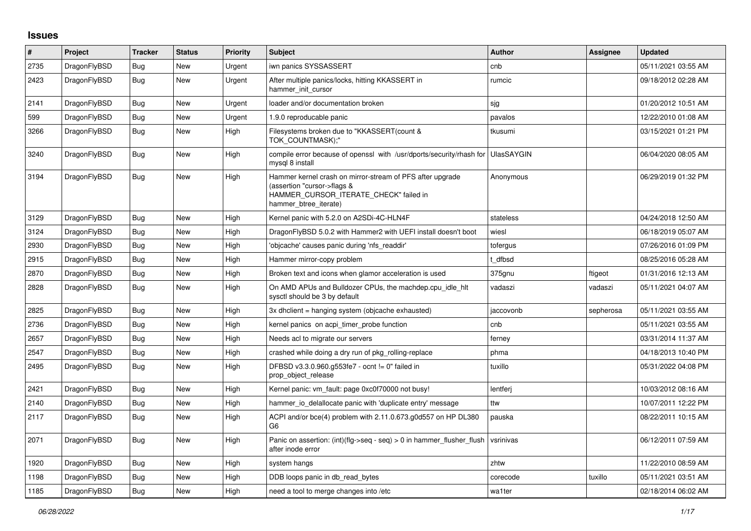# Issues

| # | Project | Tracker | Status | Priority | Subject | Author | Assignee | Updated |
|---|---|---|---|---|---|---|---|---|
| 2735 | DragonFlyBSD | Bug | New | Urgent | iwn panics SYSSASSERT | cnb | | 05/11/2021 03:55 AM |
| 2423 | DragonFlyBSD | Bug | New | Urgent | After multiple panics/locks, hitting KKASSERT in hammer_init_cursor | rumcic | | 09/18/2012 02:28 AM |
| 2141 | DragonFlyBSD | Bug | New | Urgent | loader and/or documentation broken | sjg | | 01/20/2012 10:51 AM |
| 599 | DragonFlyBSD | Bug | New | Urgent | 1.9.0 reproducable panic | pavalos | | 12/22/2010 01:08 AM |
| 3266 | DragonFlyBSD | Bug | New | High | Filesystems broken due to "KKASSERT(count & TOK_COUNTMASK);" | tkusumi | | 03/15/2021 01:21 PM |
| 3240 | DragonFlyBSD | Bug | New | High | compile error because of openssl with /usr/dports/security/rhash for mysql 8 install | UlasSAYGIN | | 06/04/2020 08:05 AM |
| 3194 | DragonFlyBSD | Bug | New | High | Hammer kernel crash on mirror-stream of PFS after upgrade (assertion "cursor->flags & HAMMER_CURSOR_ITERATE_CHECK" failed in hammer_btree_iterate) | Anonymous | | 06/29/2019 01:32 PM |
| 3129 | DragonFlyBSD | Bug | New | High | Kernel panic with 5.2.0 on A2SDi-4C-HLN4F | stateless | | 04/24/2018 12:50 AM |
| 3124 | DragonFlyBSD | Bug | New | High | DragonFlyBSD 5.0.2 with Hammer2 with UEFI install doesn't boot | wiesl | | 06/18/2019 05:07 AM |
| 2930 | DragonFlyBSD | Bug | New | High | 'objcache' causes panic during 'nfs_readdir' | tofergus | | 07/26/2016 01:09 PM |
| 2915 | DragonFlyBSD | Bug | New | High | Hammer mirror-copy problem | t_dfbsd | | 08/25/2016 05:28 AM |
| 2870 | DragonFlyBSD | Bug | New | High | Broken text and icons when glamor acceleration is used | 375gnu | ftigeot | 01/31/2016 12:13 AM |
| 2828 | DragonFlyBSD | Bug | New | High | On AMD APUs and Bulldozer CPUs, the machdep.cpu_idle_hlt sysctl should be 3 by default | vadaszi | vadaszi | 05/11/2021 04:07 AM |
| 2825 | DragonFlyBSD | Bug | New | High | 3x dhclient = hanging system (objcache exhausted) | jaccovonb | sepherosa | 05/11/2021 03:55 AM |
| 2736 | DragonFlyBSD | Bug | New | High | kernel panics on acpi_timer_probe function | cnb | | 05/11/2021 03:55 AM |
| 2657 | DragonFlyBSD | Bug | New | High | Needs acl to migrate our servers | ferney | | 03/31/2014 11:37 AM |
| 2547 | DragonFlyBSD | Bug | New | High | crashed while doing a dry run of pkg_rolling-replace | phma | | 04/18/2013 10:40 PM |
| 2495 | DragonFlyBSD | Bug | New | High | DFBSD v3.3.0.960.g553fe7 - ocnt != 0" failed in prop_object_release | tuxillo | | 05/31/2022 04:08 PM |
| 2421 | DragonFlyBSD | Bug | New | High | Kernel panic: vm_fault: page 0xc0f70000 not busy! | lentferj | | 10/03/2012 08:16 AM |
| 2140 | DragonFlyBSD | Bug | New | High | hammer_io_delallocate panic with 'duplicate entry' message | ttw | | 10/07/2011 12:22 PM |
| 2117 | DragonFlyBSD | Bug | New | High | ACPI and/or bce(4) problem with 2.11.0.673.g0d557 on HP DL380 G6 | pauska | | 08/22/2011 10:15 AM |
| 2071 | DragonFlyBSD | Bug | New | High | Panic on assertion: (int)(flg->seq - seq) > 0 in hammer_flusher_flush after inode error | vsrinivas | | 06/12/2011 07:59 AM |
| 1920 | DragonFlyBSD | Bug | New | High | system hangs | zhtw | | 11/22/2010 08:59 AM |
| 1198 | DragonFlyBSD | Bug | New | High | DDB loops panic in db_read_bytes | corecode | tuxillo | 05/11/2021 03:51 AM |
| 1185 | DragonFlyBSD | Bug | New | High | need a tool to merge changes into /etc | wa1ter | | 02/18/2014 06:02 AM |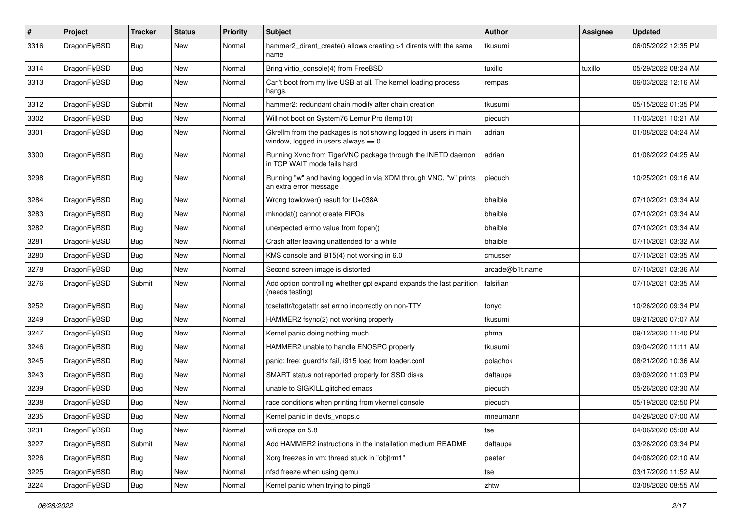| # | Project | Tracker | Status | Priority | Subject | Author | Assignee | Updated |
|---|---|---|---|---|---|---|---|---|
| 3316 | DragonFlyBSD | Bug | New | Normal | hammer2_dirent_create() allows creating >1 dirents with the same name | tkusumi | | 06/05/2022 12:35 PM |
| 3314 | DragonFlyBSD | Bug | New | Normal | Bring virtio_console(4) from FreeBSD | tuxillo | tuxillo | 05/29/2022 08:24 AM |
| 3313 | DragonFlyBSD | Bug | New | Normal | Can't boot from my live USB at all. The kernel loading process hangs. | rempas | | 06/03/2022 12:16 AM |
| 3312 | DragonFlyBSD | Submit | New | Normal | hammer2: redundant chain modify after chain creation | tkusumi | | 05/15/2022 01:35 PM |
| 3302 | DragonFlyBSD | Bug | New | Normal | Will not boot on System76 Lemur Pro (lemp10) | piecuch | | 11/03/2021 10:21 AM |
| 3301 | DragonFlyBSD | Bug | New | Normal | Gkrellm from the packages is not showing logged in users in main window, logged in users always == 0 | adrian | | 01/08/2022 04:24 AM |
| 3300 | DragonFlyBSD | Bug | New | Normal | Running Xvnc from TigerVNC package through the INETD daemon in TCP WAIT mode fails hard | adrian | | 01/08/2022 04:25 AM |
| 3298 | DragonFlyBSD | Bug | New | Normal | Running "w" and having logged in via XDM through VNC, "w" prints an extra error message | piecuch | | 10/25/2021 09:16 AM |
| 3284 | DragonFlyBSD | Bug | New | Normal | Wrong towlower() result for U+038A | bhaible | | 07/10/2021 03:34 AM |
| 3283 | DragonFlyBSD | Bug | New | Normal | mknodat() cannot create FIFOs | bhaible | | 07/10/2021 03:34 AM |
| 3282 | DragonFlyBSD | Bug | New | Normal | unexpected errno value from fopen() | bhaible | | 07/10/2021 03:34 AM |
| 3281 | DragonFlyBSD | Bug | New | Normal | Crash after leaving unattended for a while | bhaible | | 07/10/2021 03:32 AM |
| 3280 | DragonFlyBSD | Bug | New | Normal | KMS console and i915(4) not working in 6.0 | cmusser | | 07/10/2021 03:35 AM |
| 3278 | DragonFlyBSD | Bug | New | Normal | Second screen image is distorted | arcade@b1t.name | | 07/10/2021 03:36 AM |
| 3276 | DragonFlyBSD | Submit | New | Normal | Add option controlling whether gpt expand expands the last partition (needs testing) | falsifian | | 07/10/2021 03:35 AM |
| 3252 | DragonFlyBSD | Bug | New | Normal | tcsetattr/tcgetattr set errno incorrectly on non-TTY | tonyc | | 10/26/2020 09:34 PM |
| 3249 | DragonFlyBSD | Bug | New | Normal | HAMMER2 fsync(2) not working properly | tkusumi | | 09/21/2020 07:07 AM |
| 3247 | DragonFlyBSD | Bug | New | Normal | Kernel panic doing nothing much | phma | | 09/12/2020 11:40 PM |
| 3246 | DragonFlyBSD | Bug | New | Normal | HAMMER2 unable to handle ENOSPC properly | tkusumi | | 09/04/2020 11:11 AM |
| 3245 | DragonFlyBSD | Bug | New | Normal | panic: free: guard1x fail, i915 load from loader.conf | polachok | | 08/21/2020 10:36 AM |
| 3243 | DragonFlyBSD | Bug | New | Normal | SMART status not reported properly for SSD disks | daftaupe | | 09/09/2020 11:03 PM |
| 3239 | DragonFlyBSD | Bug | New | Normal | unable to SIGKILL glitched emacs | piecuch | | 05/26/2020 03:30 AM |
| 3238 | DragonFlyBSD | Bug | New | Normal | race conditions when printing from vkernel console | piecuch | | 05/19/2020 02:50 PM |
| 3235 | DragonFlyBSD | Bug | New | Normal | Kernel panic in devfs_vnops.c | mneumann | | 04/28/2020 07:00 AM |
| 3231 | DragonFlyBSD | Bug | New | Normal | wifi drops on 5.8 | tse | | 04/06/2020 05:08 AM |
| 3227 | DragonFlyBSD | Submit | New | Normal | Add HAMMER2 instructions in the installation medium README | daftaupe | | 03/26/2020 03:34 PM |
| 3226 | DragonFlyBSD | Bug | New | Normal | Xorg freezes in vm: thread stuck in "objtrm1" | peeter | | 04/08/2020 02:10 AM |
| 3225 | DragonFlyBSD | Bug | New | Normal | nfsd freeze when using qemu | tse | | 03/17/2020 11:52 AM |
| 3224 | DragonFlyBSD | Bug | New | Normal | Kernel panic when trying to ping6 | zhtw | | 03/08/2020 08:55 AM |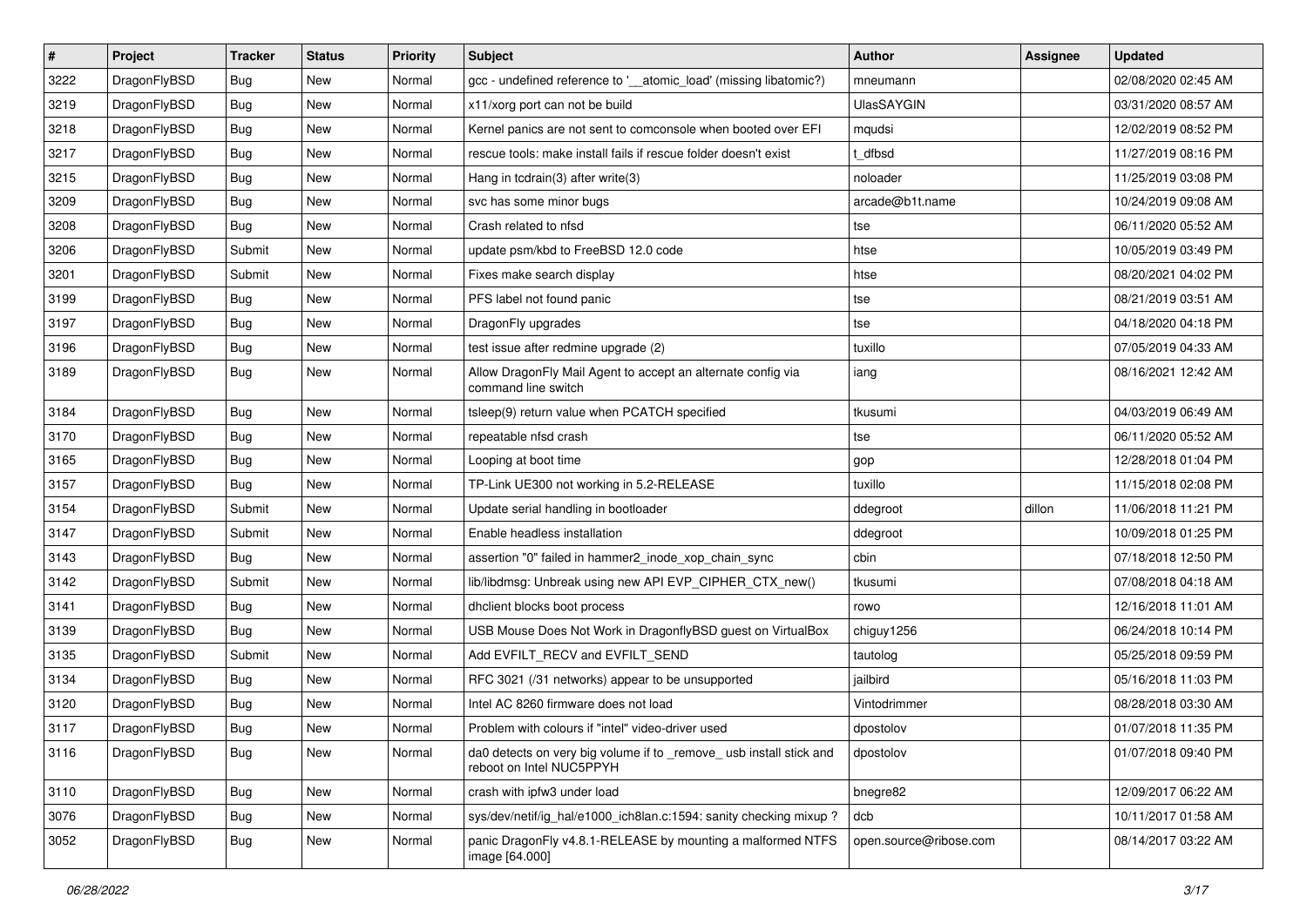| # | Project | Tracker | Status | Priority | Subject | Author | Assignee | Updated |
|---|---|---|---|---|---|---|---|---|
| 3222 | DragonFlyBSD | Bug | New | Normal | gcc - undefined reference to '__atomic_load' (missing libatomic?) | mneumann | | 02/08/2020 02:45 AM |
| 3219 | DragonFlyBSD | Bug | New | Normal | x11/xorg port can not be build | UlasSAYGIN | | 03/31/2020 08:57 AM |
| 3218 | DragonFlyBSD | Bug | New | Normal | Kernel panics are not sent to comconsole when booted over EFI | mqudsi | | 12/02/2019 08:52 PM |
| 3217 | DragonFlyBSD | Bug | New | Normal | rescue tools: make install fails if rescue folder doesn't exist | t_dfbsd | | 11/27/2019 08:16 PM |
| 3215 | DragonFlyBSD | Bug | New | Normal | Hang in tcdrain(3) after write(3) | noloader | | 11/25/2019 03:08 PM |
| 3209 | DragonFlyBSD | Bug | New | Normal | svc has some minor bugs | arcade@b1t.name | | 10/24/2019 09:08 AM |
| 3208 | DragonFlyBSD | Bug | New | Normal | Crash related to nfsd | tse | | 06/11/2020 05:52 AM |
| 3206 | DragonFlyBSD | Submit | New | Normal | update psm/kbd to FreeBSD 12.0 code | htse | | 10/05/2019 03:49 PM |
| 3201 | DragonFlyBSD | Submit | New | Normal | Fixes make search display | htse | | 08/20/2021 04:02 PM |
| 3199 | DragonFlyBSD | Bug | New | Normal | PFS label not found panic | tse | | 08/21/2019 03:51 AM |
| 3197 | DragonFlyBSD | Bug | New | Normal | DragonFly upgrades | tse | | 04/18/2020 04:18 PM |
| 3196 | DragonFlyBSD | Bug | New | Normal | test issue after redmine upgrade (2) | tuxillo | | 07/05/2019 04:33 AM |
| 3189 | DragonFlyBSD | Bug | New | Normal | Allow DragonFly Mail Agent to accept an alternate config via command line switch | iang | | 08/16/2021 12:42 AM |
| 3184 | DragonFlyBSD | Bug | New | Normal | tsleep(9) return value when PCATCH specified | tkusumi | | 04/03/2019 06:49 AM |
| 3170 | DragonFlyBSD | Bug | New | Normal | repeatable nfsd crash | tse | | 06/11/2020 05:52 AM |
| 3165 | DragonFlyBSD | Bug | New | Normal | Looping at boot time | gop | | 12/28/2018 01:04 PM |
| 3157 | DragonFlyBSD | Bug | New | Normal | TP-Link UE300 not working in 5.2-RELEASE | tuxillo | | 11/15/2018 02:08 PM |
| 3154 | DragonFlyBSD | Submit | New | Normal | Update serial handling in bootloader | ddegroot | dillon | 11/06/2018 11:21 PM |
| 3147 | DragonFlyBSD | Submit | New | Normal | Enable headless installation | ddegroot | | 10/09/2018 01:25 PM |
| 3143 | DragonFlyBSD | Bug | New | Normal | assertion "0" failed in hammer2_inode_xop_chain_sync | cbin | | 07/18/2018 12:50 PM |
| 3142 | DragonFlyBSD | Submit | New | Normal | lib/libdmsg: Unbreak using new API EVP_CIPHER_CTX_new() | tkusumi | | 07/08/2018 04:18 AM |
| 3141 | DragonFlyBSD | Bug | New | Normal | dhclient blocks boot process | rowo | | 12/16/2018 11:01 AM |
| 3139 | DragonFlyBSD | Bug | New | Normal | USB Mouse Does Not Work in DragonflyBSD guest on VirtualBox | chiguy1256 | | 06/24/2018 10:14 PM |
| 3135 | DragonFlyBSD | Submit | New | Normal | Add EVFILT_RECV and EVFILT_SEND | tautolog | | 05/25/2018 09:59 PM |
| 3134 | DragonFlyBSD | Bug | New | Normal | RFC 3021 (/31 networks) appear to be unsupported | jailbird | | 05/16/2018 11:03 PM |
| 3120 | DragonFlyBSD | Bug | New | Normal | Intel AC 8260 firmware does not load | Vintodrimmer | | 08/28/2018 03:30 AM |
| 3117 | DragonFlyBSD | Bug | New | Normal | Problem with colours if "intel" video-driver used | dpostolov | | 01/07/2018 11:35 PM |
| 3116 | DragonFlyBSD | Bug | New | Normal | da0 detects on very big volume if to _remove_ usb install stick and reboot on Intel NUC5PPYH | dpostolov | | 01/07/2018 09:40 PM |
| 3110 | DragonFlyBSD | Bug | New | Normal | crash with ipfw3 under load | bnegre82 | | 12/09/2017 06:22 AM |
| 3076 | DragonFlyBSD | Bug | New | Normal | sys/dev/netif/ig_hal/e1000_ich8lan.c:1594: sanity checking mixup ? | dcb | | 10/11/2017 01:58 AM |
| 3052 | DragonFlyBSD | Bug | New | Normal | panic DragonFly v4.8.1-RELEASE by mounting a malformed NTFS image [64.000] | open.source@ribose.com | | 08/14/2017 03:22 AM |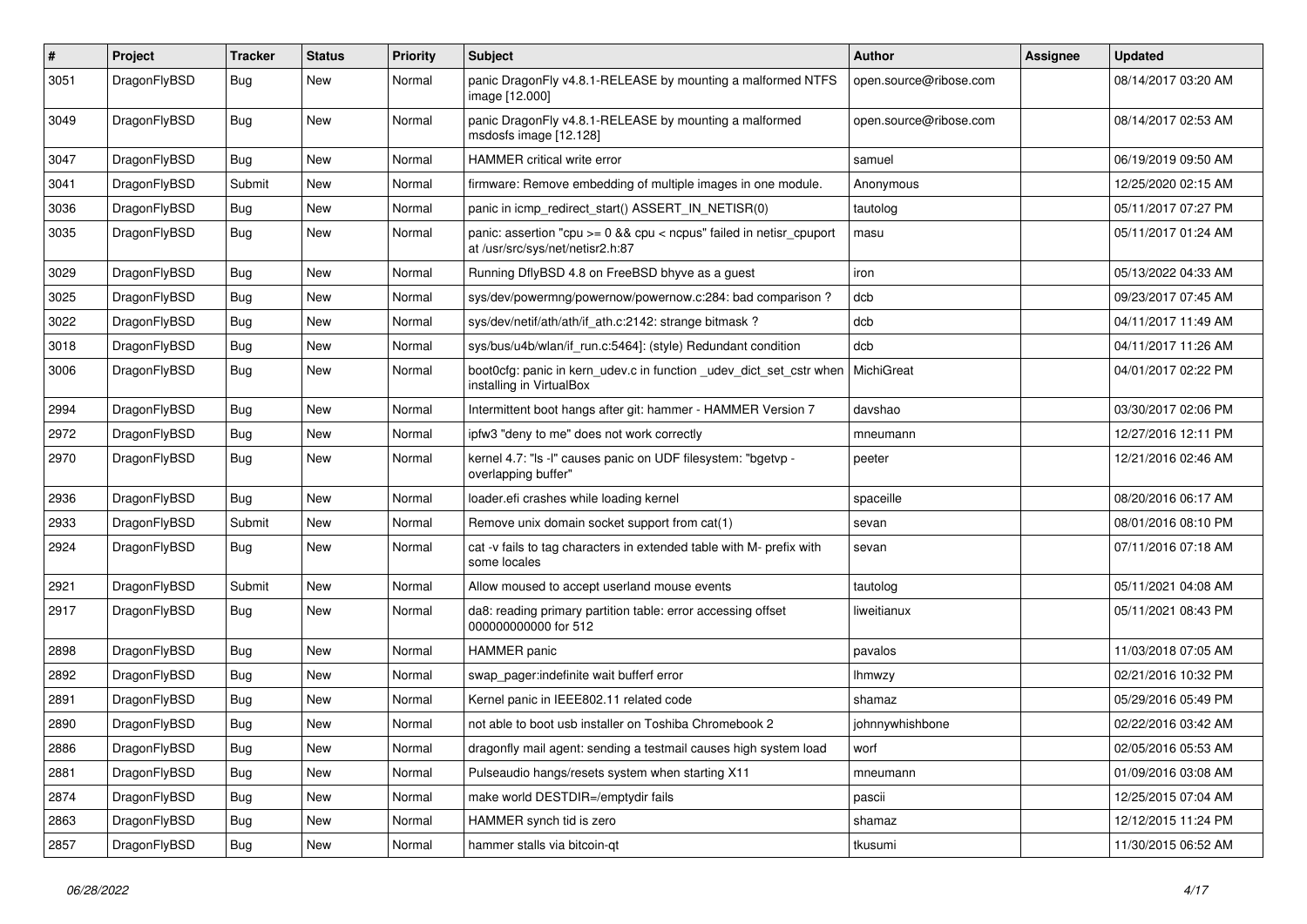| # | Project | Tracker | Status | Priority | Subject | Author | Assignee | Updated |
|---|---|---|---|---|---|---|---|---|
| 3051 | DragonFlyBSD | Bug | New | Normal | panic DragonFly v4.8.1-RELEASE by mounting a malformed NTFS image [12.000] | open.source@ribose.com | | 08/14/2017 03:20 AM |
| 3049 | DragonFlyBSD | Bug | New | Normal | panic DragonFly v4.8.1-RELEASE by mounting a malformed msdosfs image [12.128] | open.source@ribose.com | | 08/14/2017 02:53 AM |
| 3047 | DragonFlyBSD | Bug | New | Normal | HAMMER critical write error | samuel | | 06/19/2019 09:50 AM |
| 3041 | DragonFlyBSD | Submit | New | Normal | firmware: Remove embedding of multiple images in one module. | Anonymous | | 12/25/2020 02:15 AM |
| 3036 | DragonFlyBSD | Bug | New | Normal | panic in icmp_redirect_start() ASSERT_IN_NETISR(0) | tautolog | | 05/11/2017 07:27 PM |
| 3035 | DragonFlyBSD | Bug | New | Normal | panic: assertion "cpu >= 0 && cpu < ncpus" failed in netisr_cpuport at /usr/src/sys/net/netisr2.h:87 | masu | | 05/11/2017 01:24 AM |
| 3029 | DragonFlyBSD | Bug | New | Normal | Running DflyBSD 4.8 on FreeBSD bhyve as a guest | iron | | 05/13/2022 04:33 AM |
| 3025 | DragonFlyBSD | Bug | New | Normal | sys/dev/powermng/powernow/powernow.c:284: bad comparison ? | dcb | | 09/23/2017 07:45 AM |
| 3022 | DragonFlyBSD | Bug | New | Normal | sys/dev/netif/ath/ath/if_ath.c:2142: strange bitmask ? | dcb | | 04/11/2017 11:49 AM |
| 3018 | DragonFlyBSD | Bug | New | Normal | sys/bus/u4b/wlan/if_run.c:5464]: (style) Redundant condition | dcb | | 04/11/2017 11:26 AM |
| 3006 | DragonFlyBSD | Bug | New | Normal | boot0cfg: panic in kern_udev.c in function _udev_dict_set_cstr when installing in VirtualBox | MichiGreat | | 04/01/2017 02:22 PM |
| 2994 | DragonFlyBSD | Bug | New | Normal | Intermittent boot hangs after git: hammer - HAMMER Version 7 | davshao | | 03/30/2017 02:06 PM |
| 2972 | DragonFlyBSD | Bug | New | Normal | ipfw3 "deny to me" does not work correctly | mneumann | | 12/27/2016 12:11 PM |
| 2970 | DragonFlyBSD | Bug | New | Normal | kernel 4.7: "ls -l" causes panic on UDF filesystem: "bgetvp - overlapping buffer" | peeter | | 12/21/2016 02:46 AM |
| 2936 | DragonFlyBSD | Bug | New | Normal | loader.efi crashes while loading kernel | spaceille | | 08/20/2016 06:17 AM |
| 2933 | DragonFlyBSD | Submit | New | Normal | Remove unix domain socket support from cat(1) | sevan | | 08/01/2016 08:10 PM |
| 2924 | DragonFlyBSD | Bug | New | Normal | cat -v fails to tag characters in extended table with M- prefix with some locales | sevan | | 07/11/2016 07:18 AM |
| 2921 | DragonFlyBSD | Submit | New | Normal | Allow moused to accept userland mouse events | tautolog | | 05/11/2021 04:08 AM |
| 2917 | DragonFlyBSD | Bug | New | Normal | da8: reading primary partition table: error accessing offset 000000000000 for 512 | liweitianux | | 05/11/2021 08:43 PM |
| 2898 | DragonFlyBSD | Bug | New | Normal | HAMMER panic | pavalos | | 11/03/2018 07:05 AM |
| 2892 | DragonFlyBSD | Bug | New | Normal | swap_pager:indefinite wait bufferf error | lhmwzy | | 02/21/2016 10:32 PM |
| 2891 | DragonFlyBSD | Bug | New | Normal | Kernel panic in IEEE802.11 related code | shamaz | | 05/29/2016 05:49 PM |
| 2890 | DragonFlyBSD | Bug | New | Normal | not able to boot usb installer on Toshiba Chromebook 2 | johnnywhishbone | | 02/22/2016 03:42 AM |
| 2886 | DragonFlyBSD | Bug | New | Normal | dragonfly mail agent: sending a testmail causes high system load | worf | | 02/05/2016 05:53 AM |
| 2881 | DragonFlyBSD | Bug | New | Normal | Pulseaudio hangs/resets system when starting X11 | mneumann | | 01/09/2016 03:08 AM |
| 2874 | DragonFlyBSD | Bug | New | Normal | make world DESTDIR=/emptydir fails | pascii | | 12/25/2015 07:04 AM |
| 2863 | DragonFlyBSD | Bug | New | Normal | HAMMER synch tid is zero | shamaz | | 12/12/2015 11:24 PM |
| 2857 | DragonFlyBSD | Bug | New | Normal | hammer stalls via bitcoin-qt | tkusumi | | 11/30/2015 06:52 AM |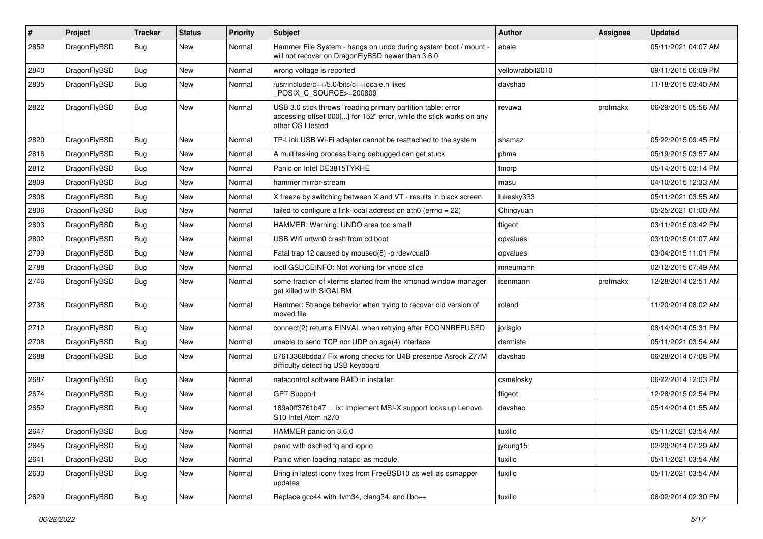| # | Project | Tracker | Status | Priority | Subject | Author | Assignee | Updated |
|---|---|---|---|---|---|---|---|---|
| 2852 | DragonFlyBSD | Bug | New | Normal | Hammer File System - hangs on undo during system boot / mount - will not recover on DragonFlyBSD newer than 3.6.0 | abale | | 05/11/2021 04:07 AM |
| 2840 | DragonFlyBSD | Bug | New | Normal | wrong voltage is reported | yellowrabbit2010 | | 09/11/2015 06:09 PM |
| 2835 | DragonFlyBSD | Bug | New | Normal | /usr/include/c++/5.0/bits/c++locale.h likes _POSIX_C_SOURCE>=200809 | davshao | | 11/18/2015 03:40 AM |
| 2822 | DragonFlyBSD | Bug | New | Normal | USB 3.0 stick throws "reading primary partition table: error accessing offset 000[...] for 152" error, while the stick works on any other OS I tested | revuwa | profmakx | 06/29/2015 05:56 AM |
| 2820 | DragonFlyBSD | Bug | New | Normal | TP-Link USB Wi-Fi adapter cannot be reattached to the system | shamaz | | 05/22/2015 09:45 PM |
| 2816 | DragonFlyBSD | Bug | New | Normal | A multitasking process being debugged can get stuck | phma | | 05/19/2015 03:57 AM |
| 2812 | DragonFlyBSD | Bug | New | Normal | Panic on Intel DE3815TYKHE | tmorp | | 05/14/2015 03:14 PM |
| 2809 | DragonFlyBSD | Bug | New | Normal | hammer mirror-stream | masu | | 04/10/2015 12:33 AM |
| 2808 | DragonFlyBSD | Bug | New | Normal | X freeze by switching between X and VT - results in black screen | lukesky333 | | 05/11/2021 03:55 AM |
| 2806 | DragonFlyBSD | Bug | New | Normal | failed to configure a link-local address on ath0 (errno = 22) | Chingyuan | | 05/25/2021 01:00 AM |
| 2803 | DragonFlyBSD | Bug | New | Normal | HAMMER: Warning: UNDO area too small! | ftigeot | | 03/11/2015 03:42 PM |
| 2802 | DragonFlyBSD | Bug | New | Normal | USB Wifi urtwn0 crash from cd boot | opvalues | | 03/10/2015 01:07 AM |
| 2799 | DragonFlyBSD | Bug | New | Normal | Fatal trap 12 caused by moused(8) -p /dev/cual0 | opvalues | | 03/04/2015 11:01 PM |
| 2788 | DragonFlyBSD | Bug | New | Normal | ioctl GSLICEINFO: Not working for vnode slice | mneumann | | 02/12/2015 07:49 AM |
| 2746 | DragonFlyBSD | Bug | New | Normal | some fraction of xterms started from the xmonad window manager get killed with SIGALRM | isenmann | profmakx | 12/28/2014 02:51 AM |
| 2738 | DragonFlyBSD | Bug | New | Normal | Hammer: Strange behavior when trying to recover old version of moved file | roland | | 11/20/2014 08:02 AM |
| 2712 | DragonFlyBSD | Bug | New | Normal | connect(2) returns EINVAL when retrying after ECONNREFUSED | jorisgio | | 08/14/2014 05:31 PM |
| 2708 | DragonFlyBSD | Bug | New | Normal | unable to send TCP nor UDP on age(4) interface | dermiste | | 05/11/2021 03:54 AM |
| 2688 | DragonFlyBSD | Bug | New | Normal | 67613368bdda7 Fix wrong checks for U4B presence Asrock Z77M difficulty detecting USB keyboard | davshao | | 06/28/2014 07:08 PM |
| 2687 | DragonFlyBSD | Bug | New | Normal | natacontrol software RAID in installer | csmelosky | | 06/22/2014 12:03 PM |
| 2674 | DragonFlyBSD | Bug | New | Normal | GPT Support | ftigeot | | 12/28/2015 02:54 PM |
| 2652 | DragonFlyBSD | Bug | New | Normal | 189a0ff3761b47 ... ix: Implement MSI-X support locks up Lenovo S10 Intel Atom n270 | davshao | | 05/14/2014 01:55 AM |
| 2647 | DragonFlyBSD | Bug | New | Normal | HAMMER panic on 3.6.0 | tuxillo | | 05/11/2021 03:54 AM |
| 2645 | DragonFlyBSD | Bug | New | Normal | panic with dsched fq and ioprio | jyoung15 | | 02/20/2014 07:29 AM |
| 2641 | DragonFlyBSD | Bug | New | Normal | Panic when loading natapci as module | tuxillo | | 05/11/2021 03:54 AM |
| 2630 | DragonFlyBSD | Bug | New | Normal | Bring in latest iconv fixes from FreeBSD10 as well as csmapper updates | tuxillo | | 05/11/2021 03:54 AM |
| 2629 | DragonFlyBSD | Bug | New | Normal | Replace gcc44 with llvm34, clang34, and libc++ | tuxillo | | 06/02/2014 02:30 PM |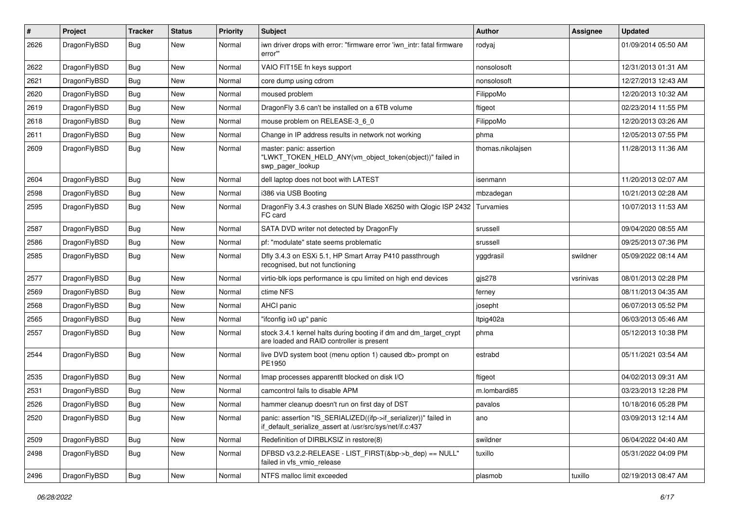| # | Project | Tracker | Status | Priority | Subject | Author | Assignee | Updated |
|---|---|---|---|---|---|---|---|---|
| 2626 | DragonFlyBSD | Bug | New | Normal | iwn driver drops with error: "firmware error 'iwn_intr: fatal firmware error'" | rodyaj | | 01/09/2014 05:50 AM |
| 2622 | DragonFlyBSD | Bug | New | Normal | VAIO FIT15E fn keys support | nonsolosoft | | 12/31/2013 01:31 AM |
| 2621 | DragonFlyBSD | Bug | New | Normal | core dump using cdrom | nonsolosoft | | 12/27/2013 12:43 AM |
| 2620 | DragonFlyBSD | Bug | New | Normal | moused problem | FilippoMo | | 12/20/2013 10:32 AM |
| 2619 | DragonFlyBSD | Bug | New | Normal | DragonFly 3.6 can't be installed on a 6TB volume | ftigeot | | 02/23/2014 11:55 PM |
| 2618 | DragonFlyBSD | Bug | New | Normal | mouse problem on RELEASE-3_6_0 | FilippoMo | | 12/20/2013 03:26 AM |
| 2611 | DragonFlyBSD | Bug | New | Normal | Change in IP address results in network not working | phma | | 12/05/2013 07:55 PM |
| 2609 | DragonFlyBSD | Bug | New | Normal | master: panic: assertion "LWKT_TOKEN_HELD_ANY(vm_object_token(object))" failed in swp_pager_lookup | thomas.nikolajsen | | 11/28/2013 11:36 AM |
| 2604 | DragonFlyBSD | Bug | New | Normal | dell laptop does not boot with LATEST | isenmann | | 11/20/2013 02:07 AM |
| 2598 | DragonFlyBSD | Bug | New | Normal | i386 via USB Booting | mbzadegan | | 10/21/2013 02:28 AM |
| 2595 | DragonFlyBSD | Bug | New | Normal | DragonFly 3.4.3 crashes on SUN Blade X6250 with Qlogic ISP 2432 FC card | Turvamies | | 10/07/2013 11:53 AM |
| 2587 | DragonFlyBSD | Bug | New | Normal | SATA DVD writer not detected by DragonFly | srussell | | 09/04/2020 08:55 AM |
| 2586 | DragonFlyBSD | Bug | New | Normal | pf: "modulate" state seems problematic | srussell | | 09/25/2013 07:36 PM |
| 2585 | DragonFlyBSD | Bug | New | Normal | Dfly 3.4.3 on ESXi 5.1, HP Smart Array P410 passthrough recognised, but not functioning | yggdrasil | swildner | 05/09/2022 08:14 AM |
| 2577 | DragonFlyBSD | Bug | New | Normal | virtio-blk iops performance is cpu limited on high end devices | gjs278 | vsrinivas | 08/01/2013 02:28 PM |
| 2569 | DragonFlyBSD | Bug | New | Normal | ctime NFS | ferney | | 08/11/2013 04:35 AM |
| 2568 | DragonFlyBSD | Bug | New | Normal | AHCI panic | josepht | | 06/07/2013 05:52 PM |
| 2565 | DragonFlyBSD | Bug | New | Normal | "ifconfig ix0 up" panic | ltpig402a | | 06/03/2013 05:46 AM |
| 2557 | DragonFlyBSD | Bug | New | Normal | stock 3.4.1 kernel halts during booting if dm and dm_target_crypt are loaded and RAID controller is present | phma | | 05/12/2013 10:38 PM |
| 2544 | DragonFlyBSD | Bug | New | Normal | live DVD system boot (menu option 1) caused db> prompt on PE1950 | estrabd | | 05/11/2021 03:54 AM |
| 2535 | DragonFlyBSD | Bug | New | Normal | Imap processes apparentlt blocked on disk I/O | ftigeot | | 04/02/2013 09:31 AM |
| 2531 | DragonFlyBSD | Bug | New | Normal | camcontrol fails to disable APM | m.lombardi85 | | 03/23/2013 12:28 PM |
| 2526 | DragonFlyBSD | Bug | New | Normal | hammer cleanup doesn't run on first day of DST | pavalos | | 10/18/2016 05:28 PM |
| 2520 | DragonFlyBSD | Bug | New | Normal | panic: assertion "IS_SERIALIZED((ifp->if_serializer))" failed in if_default_serialize_assert at /usr/src/sys/net/if.c:437 | ano | | 03/09/2013 12:14 AM |
| 2509 | DragonFlyBSD | Bug | New | Normal | Redefinition of DIRBLKSIZ in restore(8) | swildner | | 06/04/2022 04:40 AM |
| 2498 | DragonFlyBSD | Bug | New | Normal | DFBSD v3.2.2-RELEASE - LIST_FIRST(&bp->b_dep) == NULL" failed in vfs_vmio_release | tuxillo | | 05/31/2022 04:09 PM |
| 2496 | DragonFlyBSD | Bug | New | Normal | NTFS malloc limit exceeded | plasmob | tuxillo | 02/19/2013 08:47 AM |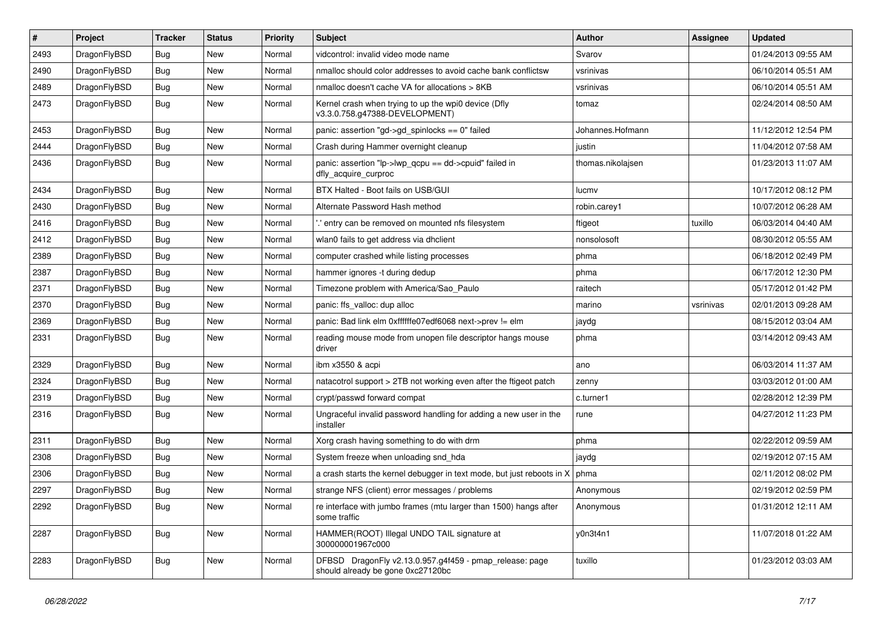| # | Project | Tracker | Status | Priority | Subject | Author | Assignee | Updated |
|---|---|---|---|---|---|---|---|---|
| 2493 | DragonFlyBSD | Bug | New | Normal | vidcontrol: invalid video mode name | Svarov | | 01/24/2013 09:55 AM |
| 2490 | DragonFlyBSD | Bug | New | Normal | nmalloc should color addresses to avoid cache bank conflictsw | vsrinivas | | 06/10/2014 05:51 AM |
| 2489 | DragonFlyBSD | Bug | New | Normal | nmalloc doesn't cache VA for allocations > 8KB | vsrinivas | | 06/10/2014 05:51 AM |
| 2473 | DragonFlyBSD | Bug | New | Normal | Kernel crash when trying to up the wpi0 device (Dfly v3.3.0.758.g47388-DEVELOPMENT) | tomaz | | 02/24/2014 08:50 AM |
| 2453 | DragonFlyBSD | Bug | New | Normal | panic: assertion "gd->gd_spinlocks == 0" failed | Johannes.Hofmann | | 11/12/2012 12:54 PM |
| 2444 | DragonFlyBSD | Bug | New | Normal | Crash during Hammer overnight cleanup | justin | | 11/04/2012 07:58 AM |
| 2436 | DragonFlyBSD | Bug | New | Normal | panic: assertion "lp->lwp_qcpu == dd->cpuid" failed in dfly_acquire_curproc | thomas.nikolajsen | | 01/23/2013 11:07 AM |
| 2434 | DragonFlyBSD | Bug | New | Normal | BTX Halted - Boot fails on USB/GUI | lucmv | | 10/17/2012 08:12 PM |
| 2430 | DragonFlyBSD | Bug | New | Normal | Alternate Password Hash method | robin.carey1 | | 10/07/2012 06:28 AM |
| 2416 | DragonFlyBSD | Bug | New | Normal | '.' entry can be removed on mounted nfs filesystem | ftigeot | tuxillo | 06/03/2014 04:40 AM |
| 2412 | DragonFlyBSD | Bug | New | Normal | wlan0 fails to get address via dhclient | nonsolosoft | | 08/30/2012 05:55 AM |
| 2389 | DragonFlyBSD | Bug | New | Normal | computer crashed while listing processes | phma | | 06/18/2012 02:49 PM |
| 2387 | DragonFlyBSD | Bug | New | Normal | hammer ignores -t during dedup | phma | | 06/17/2012 12:30 PM |
| 2371 | DragonFlyBSD | Bug | New | Normal | Timezone problem with America/Sao_Paulo | raitech | | 05/17/2012 01:42 PM |
| 2370 | DragonFlyBSD | Bug | New | Normal | panic: ffs_valloc: dup alloc | marino | vsrinivas | 02/01/2013 09:28 AM |
| 2369 | DragonFlyBSD | Bug | New | Normal | panic: Bad link elm 0xffffffe07edf6068 next->prev != elm | jaydg | | 08/15/2012 03:04 AM |
| 2331 | DragonFlyBSD | Bug | New | Normal | reading mouse mode from unopen file descriptor hangs mouse driver | phma | | 03/14/2012 09:43 AM |
| 2329 | DragonFlyBSD | Bug | New | Normal | ibm x3550 & acpi | ano | | 06/03/2014 11:37 AM |
| 2324 | DragonFlyBSD | Bug | New | Normal | natacotrol support > 2TB not working even after the ftigeot patch | zenny | | 03/03/2012 01:00 AM |
| 2319 | DragonFlyBSD | Bug | New | Normal | crypt/passwd forward compat | c.turner1 | | 02/28/2012 12:39 PM |
| 2316 | DragonFlyBSD | Bug | New | Normal | Ungraceful invalid password handling for adding a new user in the installer | rune | | 04/27/2012 11:23 PM |
| 2311 | DragonFlyBSD | Bug | New | Normal | Xorg crash having something to do with drm | phma | | 02/22/2012 09:59 AM |
| 2308 | DragonFlyBSD | Bug | New | Normal | System freeze when unloading snd_hda | jaydg | | 02/19/2012 07:15 AM |
| 2306 | DragonFlyBSD | Bug | New | Normal | a crash starts the kernel debugger in text mode, but just reboots in X | phma | | 02/11/2012 08:02 PM |
| 2297 | DragonFlyBSD | Bug | New | Normal | strange NFS (client) error messages / problems | Anonymous | | 02/19/2012 02:59 PM |
| 2292 | DragonFlyBSD | Bug | New | Normal | re interface with jumbo frames (mtu larger than 1500) hangs after some traffic | Anonymous | | 01/31/2012 12:11 AM |
| 2287 | DragonFlyBSD | Bug | New | Normal | HAMMER(ROOT) Illegal UNDO TAIL signature at 300000001967c000 | y0n3t4n1 | | 11/07/2018 01:22 AM |
| 2283 | DragonFlyBSD | Bug | New | Normal | DFBSD DragonFly v2.13.0.957.g4f459 - pmap_release: page should already be gone 0xc27120bc | tuxillo | | 01/23/2012 03:03 AM |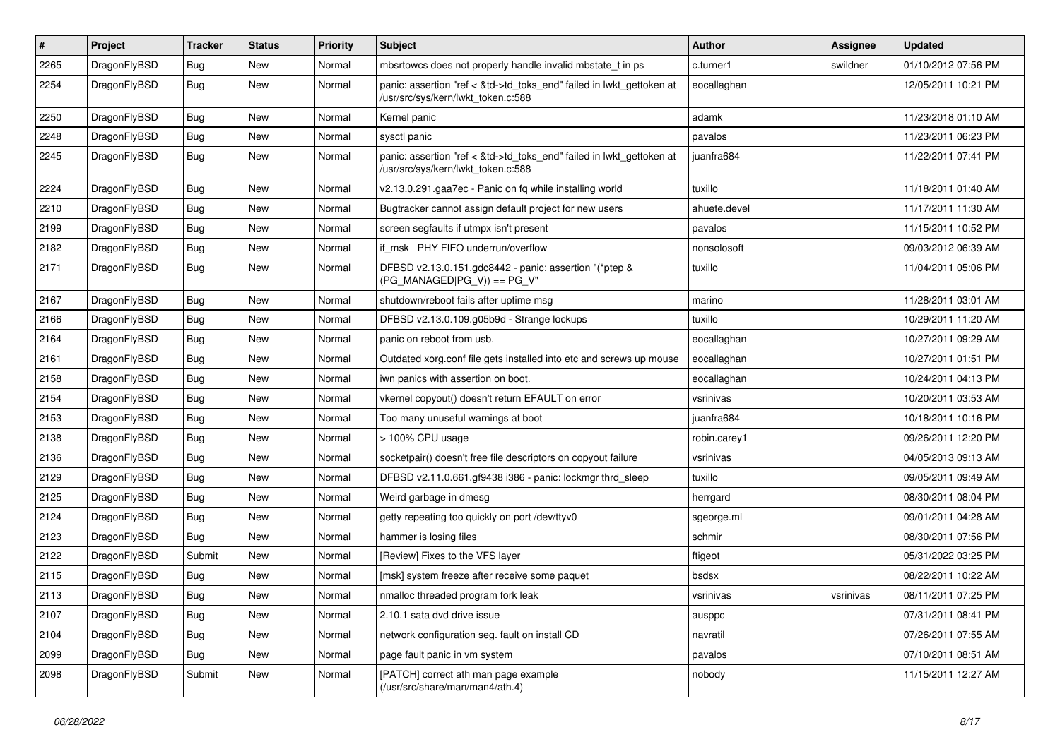| # | Project | Tracker | Status | Priority | Subject | Author | Assignee | Updated |
|---|---|---|---|---|---|---|---|---|
| 2265 | DragonFlyBSD | Bug | New | Normal | mbsrtowcs does not properly handle invalid mbstate_t in ps | c.turner1 | swildner | 01/10/2012 07:56 PM |
| 2254 | DragonFlyBSD | Bug | New | Normal | panic: assertion "ref < &td->td_toks_end" failed in lwkt_gettoken at /usr/src/sys/kern/lwkt_token.c:588 | eocallaghan | | 12/05/2011 10:21 PM |
| 2250 | DragonFlyBSD | Bug | New | Normal | Kernel panic | adamk | | 11/23/2018 01:10 AM |
| 2248 | DragonFlyBSD | Bug | New | Normal | sysctl panic | pavalos | | 11/23/2011 06:23 PM |
| 2245 | DragonFlyBSD | Bug | New | Normal | panic: assertion "ref < &td->td_toks_end" failed in lwkt_gettoken at /usr/src/sys/kern/lwkt_token.c:588 | juanfra684 | | 11/22/2011 07:41 PM |
| 2224 | DragonFlyBSD | Bug | New | Normal | v2.13.0.291.gaa7ec - Panic on fq while installing world | tuxillo | | 11/18/2011 01:40 AM |
| 2210 | DragonFlyBSD | Bug | New | Normal | Bugtracker cannot assign default project for new users | ahuete.devel | | 11/17/2011 11:30 AM |
| 2199 | DragonFlyBSD | Bug | New | Normal | screen segfaults if utmpx isn't present | pavalos | | 11/15/2011 10:52 PM |
| 2182 | DragonFlyBSD | Bug | New | Normal | if_msk PHY FIFO underrun/overflow | nonsolosoft | | 09/03/2012 06:39 AM |
| 2171 | DragonFlyBSD | Bug | New | Normal | DFBSD v2.13.0.151.gdc8442 - panic: assertion "(*ptep & (PG_MANAGED\|PG_V)) == PG_V" | tuxillo | | 11/04/2011 05:06 PM |
| 2167 | DragonFlyBSD | Bug | New | Normal | shutdown/reboot fails after uptime msg | marino | | 11/28/2011 03:01 AM |
| 2166 | DragonFlyBSD | Bug | New | Normal | DFBSD v2.13.0.109.g05b9d - Strange lockups | tuxillo | | 10/29/2011 11:20 AM |
| 2164 | DragonFlyBSD | Bug | New | Normal | panic on reboot from usb. | eocallaghan | | 10/27/2011 09:29 AM |
| 2161 | DragonFlyBSD | Bug | New | Normal | Outdated xorg.conf file gets installed into etc and screws up mouse | eocallaghan | | 10/27/2011 01:51 PM |
| 2158 | DragonFlyBSD | Bug | New | Normal | iwn panics with assertion on boot. | eocallaghan | | 10/24/2011 04:13 PM |
| 2154 | DragonFlyBSD | Bug | New | Normal | vkernel copyout() doesn't return EFAULT on error | vsrinivas | | 10/20/2011 03:53 AM |
| 2153 | DragonFlyBSD | Bug | New | Normal | Too many unuseful warnings at boot | juanfra684 | | 10/18/2011 10:16 PM |
| 2138 | DragonFlyBSD | Bug | New | Normal | > 100% CPU usage | robin.carey1 | | 09/26/2011 12:20 PM |
| 2136 | DragonFlyBSD | Bug | New | Normal | socketpair() doesn't free file descriptors on copyout failure | vsrinivas | | 04/05/2013 09:13 AM |
| 2129 | DragonFlyBSD | Bug | New | Normal | DFBSD v2.11.0.661.gf9438 i386 - panic: lockmgr thrd_sleep | tuxillo | | 09/05/2011 09:49 AM |
| 2125 | DragonFlyBSD | Bug | New | Normal | Weird garbage in dmesg | herrgard | | 08/30/2011 08:04 PM |
| 2124 | DragonFlyBSD | Bug | New | Normal | getty repeating too quickly on port /dev/ttyv0 | sgeorge.ml | | 09/01/2011 04:28 AM |
| 2123 | DragonFlyBSD | Bug | New | Normal | hammer is losing files | schmir | | 08/30/2011 07:56 PM |
| 2122 | DragonFlyBSD | Submit | New | Normal | [Review] Fixes to the VFS layer | ftigeot | | 05/31/2022 03:25 PM |
| 2115 | DragonFlyBSD | Bug | New | Normal | [msk] system freeze after receive some paquet | bsdsx | | 08/22/2011 10:22 AM |
| 2113 | DragonFlyBSD | Bug | New | Normal | nmalloc threaded program fork leak | vsrinivas | vsrinivas | 08/11/2011 07:25 PM |
| 2107 | DragonFlyBSD | Bug | New | Normal | 2.10.1 sata dvd drive issue | ausppc | | 07/31/2011 08:41 PM |
| 2104 | DragonFlyBSD | Bug | New | Normal | network configuration seg. fault on install CD | navratil | | 07/26/2011 07:55 AM |
| 2099 | DragonFlyBSD | Bug | New | Normal | page fault panic in vm system | pavalos | | 07/10/2011 08:51 AM |
| 2098 | DragonFlyBSD | Submit | New | Normal | [PATCH] correct ath man page example (/usr/src/share/man/man4/ath.4) | nobody | | 11/15/2011 12:27 AM |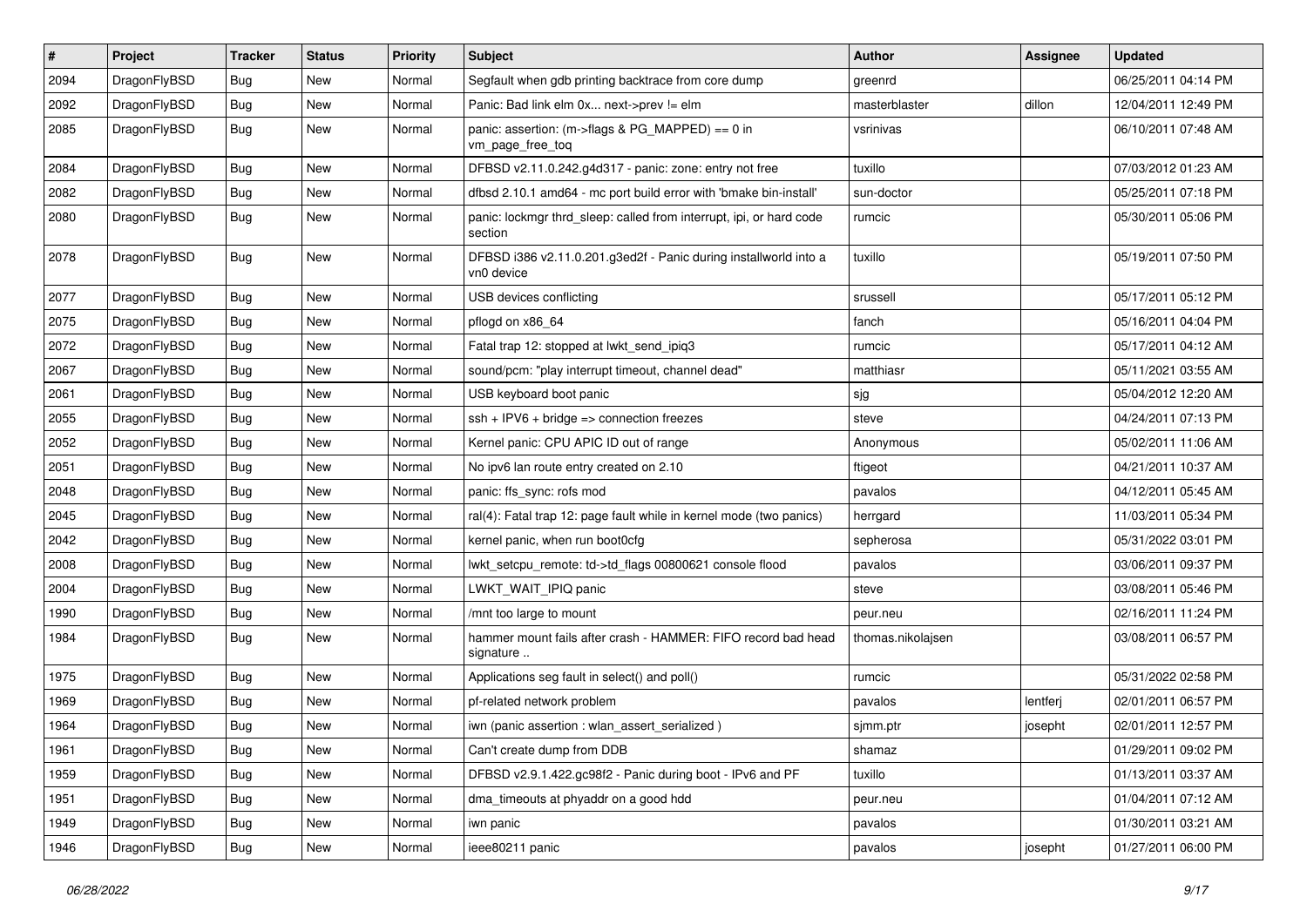| # | Project | Tracker | Status | Priority | Subject | Author | Assignee | Updated |
|---|---|---|---|---|---|---|---|---|
| 2094 | DragonFlyBSD | Bug | New | Normal | Segfault when gdb printing backtrace from core dump | greenrd | | 06/25/2011 04:14 PM |
| 2092 | DragonFlyBSD | Bug | New | Normal | Panic: Bad link elm 0x... next->prev != elm | masterblaster | dillon | 12/04/2011 12:49 PM |
| 2085 | DragonFlyBSD | Bug | New | Normal | panic: assertion: (m->flags & PG_MAPPED) == 0 in vm_page_free_toq | vsrinivas | | 06/10/2011 07:48 AM |
| 2084 | DragonFlyBSD | Bug | New | Normal | DFBSD v2.11.0.242.g4d317 - panic: zone: entry not free | tuxillo | | 07/03/2012 01:23 AM |
| 2082 | DragonFlyBSD | Bug | New | Normal | dfbsd 2.10.1 amd64 - mc port build error with 'bmake bin-install' | sun-doctor | | 05/25/2011 07:18 PM |
| 2080 | DragonFlyBSD | Bug | New | Normal | panic: lockmgr thrd_sleep: called from interrupt, ipi, or hard code section | rumcic | | 05/30/2011 05:06 PM |
| 2078 | DragonFlyBSD | Bug | New | Normal | DFBSD i386 v2.11.0.201.g3ed2f - Panic during installworld into a vn0 device | tuxillo | | 05/19/2011 07:50 PM |
| 2077 | DragonFlyBSD | Bug | New | Normal | USB devices conflicting | srussell | | 05/17/2011 05:12 PM |
| 2075 | DragonFlyBSD | Bug | New | Normal | pflogd on x86_64 | fanch | | 05/16/2011 04:04 PM |
| 2072 | DragonFlyBSD | Bug | New | Normal | Fatal trap 12: stopped at lwkt_send_ipiq3 | rumcic | | 05/17/2011 04:12 AM |
| 2067 | DragonFlyBSD | Bug | New | Normal | sound/pcm: "play interrupt timeout, channel dead" | matthiasr | | 05/11/2021 03:55 AM |
| 2061 | DragonFlyBSD | Bug | New | Normal | USB keyboard boot panic | sjg | | 05/04/2012 12:20 AM |
| 2055 | DragonFlyBSD | Bug | New | Normal | ssh + IPV6 + bridge => connection freezes | steve | | 04/24/2011 07:13 PM |
| 2052 | DragonFlyBSD | Bug | New | Normal | Kernel panic: CPU APIC ID out of range | Anonymous | | 05/02/2011 11:06 AM |
| 2051 | DragonFlyBSD | Bug | New | Normal | No ipv6 lan route entry created on 2.10 | ftigeot | | 04/21/2011 10:37 AM |
| 2048 | DragonFlyBSD | Bug | New | Normal | panic: ffs_sync: rofs mod | pavalos | | 04/12/2011 05:45 AM |
| 2045 | DragonFlyBSD | Bug | New | Normal | ral(4): Fatal trap 12: page fault while in kernel mode (two panics) | herrgard | | 11/03/2011 05:34 PM |
| 2042 | DragonFlyBSD | Bug | New | Normal | kernel panic, when run boot0cfg | sepherosa | | 05/31/2022 03:01 PM |
| 2008 | DragonFlyBSD | Bug | New | Normal | lwkt_setcpu_remote: td->td_flags 00800621 console flood | pavalos | | 03/06/2011 09:37 PM |
| 2004 | DragonFlyBSD | Bug | New | Normal | LWKT_WAIT_IPIQ panic | steve | | 03/08/2011 05:46 PM |
| 1990 | DragonFlyBSD | Bug | New | Normal | /mnt too large to mount | peur.neu | | 02/16/2011 11:24 PM |
| 1984 | DragonFlyBSD | Bug | New | Normal | hammer mount fails after crash - HAMMER: FIFO record bad head signature .. | thomas.nikolajsen | | 03/08/2011 06:57 PM |
| 1975 | DragonFlyBSD | Bug | New | Normal | Applications seg fault in select() and poll() | rumcic | | 05/31/2022 02:58 PM |
| 1969 | DragonFlyBSD | Bug | New | Normal | pf-related network problem | pavalos | lentferj | 02/01/2011 06:57 PM |
| 1964 | DragonFlyBSD | Bug | New | Normal | iwn (panic assertion : wlan_assert_serialized ) | sjmm.ptr | josepht | 02/01/2011 12:57 PM |
| 1961 | DragonFlyBSD | Bug | New | Normal | Can't create dump from DDB | shamaz | | 01/29/2011 09:02 PM |
| 1959 | DragonFlyBSD | Bug | New | Normal | DFBSD v2.9.1.422.gc98f2 - Panic during boot - IPv6 and PF | tuxillo | | 01/13/2011 03:37 AM |
| 1951 | DragonFlyBSD | Bug | New | Normal | dma_timeouts at phyaddr on a good hdd | peur.neu | | 01/04/2011 07:12 AM |
| 1949 | DragonFlyBSD | Bug | New | Normal | iwn panic | pavalos | | 01/30/2011 03:21 AM |
| 1946 | DragonFlyBSD | Bug | New | Normal | ieee80211 panic | pavalos | josepht | 01/27/2011 06:00 PM |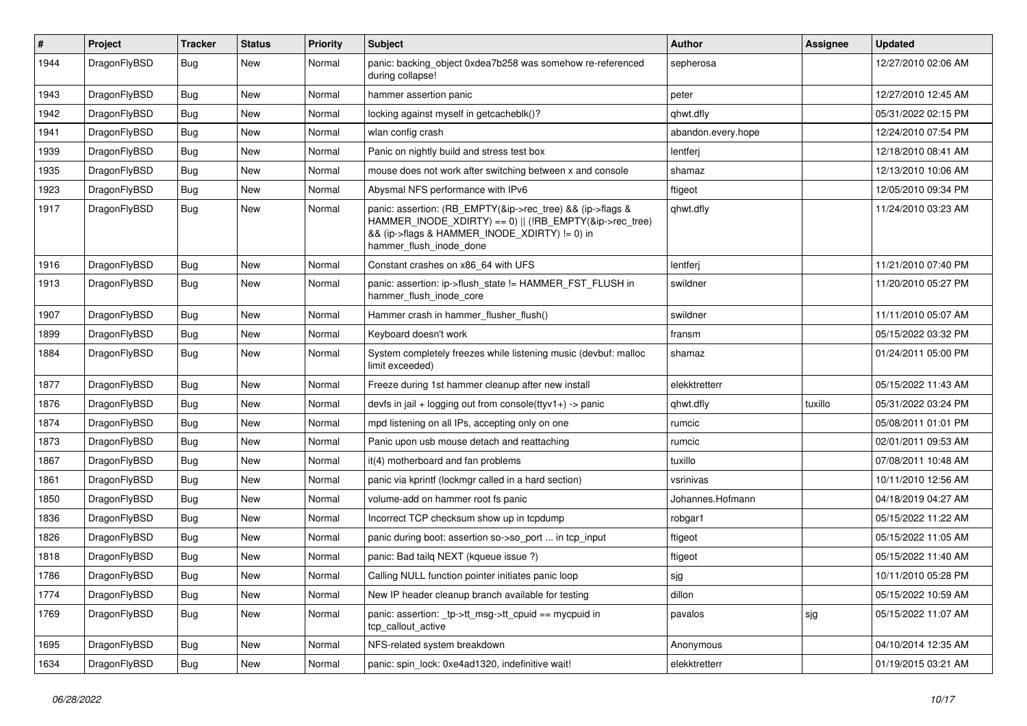| # | Project | Tracker | Status | Priority | Subject | Author | Assignee | Updated |
|---|---|---|---|---|---|---|---|---|
| 1944 | DragonFlyBSD | Bug | New | Normal | panic: backing_object 0xdea7b258 was somehow re-referenced during collapse! | sepherosa | | 12/27/2010 02:06 AM |
| 1943 | DragonFlyBSD | Bug | New | Normal | hammer assertion panic | peter | | 12/27/2010 12:45 AM |
| 1942 | DragonFlyBSD | Bug | New | Normal | locking against myself in getcacheblk()? | qhwt.dfly | | 05/31/2022 02:15 PM |
| 1941 | DragonFlyBSD | Bug | New | Normal | wlan config crash | abandon.every.hope | | 12/24/2010 07:54 PM |
| 1939 | DragonFlyBSD | Bug | New | Normal | Panic on nightly build and stress test box | lentferj | | 12/18/2010 08:41 AM |
| 1935 | DragonFlyBSD | Bug | New | Normal | mouse does not work after switching between x and console | shamaz | | 12/13/2010 10:06 AM |
| 1923 | DragonFlyBSD | Bug | New | Normal | Abysmal NFS performance with IPv6 | ftigeot | | 12/05/2010 09:34 PM |
| 1917 | DragonFlyBSD | Bug | New | Normal | panic: assertion: (RB_EMPTY(&ip->rec_tree) && (ip->flags & HAMMER_INODE_XDIRTY) == 0) \|\| (!RB_EMPTY(&ip->rec_tree) && (ip->flags & HAMMER_INODE_XDIRTY) != 0) in hammer_flush_inode_done | qhwt.dfly | | 11/24/2010 03:23 AM |
| 1916 | DragonFlyBSD | Bug | New | Normal | Constant crashes on x86_64 with UFS | lentferj | | 11/21/2010 07:40 PM |
| 1913 | DragonFlyBSD | Bug | New | Normal | panic: assertion: ip->flush_state != HAMMER_FST_FLUSH in hammer_flush_inode_core | swildner | | 11/20/2010 05:27 PM |
| 1907 | DragonFlyBSD | Bug | New | Normal | Hammer crash in hammer_flusher_flush() | swildner | | 11/11/2010 05:07 AM |
| 1899 | DragonFlyBSD | Bug | New | Normal | Keyboard doesn't work | fransm | | 05/15/2022 03:32 PM |
| 1884 | DragonFlyBSD | Bug | New | Normal | System completely freezes while listening music (devbuf: malloc limit exceeded) | shamaz | | 01/24/2011 05:00 PM |
| 1877 | DragonFlyBSD | Bug | New | Normal | Freeze during 1st hammer cleanup after new install | elekktretterr | | 05/15/2022 11:43 AM |
| 1876 | DragonFlyBSD | Bug | New | Normal | devfs in jail + logging out from console(ttyv1+) -> panic | qhwt.dfly | tuxillo | 05/31/2022 03:24 PM |
| 1874 | DragonFlyBSD | Bug | New | Normal | mpd listening on all IPs, accepting only on one | rumcic | | 05/08/2011 01:01 PM |
| 1873 | DragonFlyBSD | Bug | New | Normal | Panic upon usb mouse detach and reattaching | rumcic | | 02/01/2011 09:53 AM |
| 1867 | DragonFlyBSD | Bug | New | Normal | it(4) motherboard and fan problems | tuxillo | | 07/08/2011 10:48 AM |
| 1861 | DragonFlyBSD | Bug | New | Normal | panic via kprintf (lockmgr called in a hard section) | vsrinivas | | 10/11/2010 12:56 AM |
| 1850 | DragonFlyBSD | Bug | New | Normal | volume-add on hammer root fs panic | Johannes.Hofmann | | 04/18/2019 04:27 AM |
| 1836 | DragonFlyBSD | Bug | New | Normal | Incorrect TCP checksum show up in tcpdump | robgar1 | | 05/15/2022 11:22 AM |
| 1826 | DragonFlyBSD | Bug | New | Normal | panic during boot: assertion so->so_port ... in tcp_input | ftigeot | | 05/15/2022 11:05 AM |
| 1818 | DragonFlyBSD | Bug | New | Normal | panic: Bad tailq NEXT (kqueue issue ?) | ftigeot | | 05/15/2022 11:40 AM |
| 1786 | DragonFlyBSD | Bug | New | Normal | Calling NULL function pointer initiates panic loop | sjg | | 10/11/2010 05:28 PM |
| 1774 | DragonFlyBSD | Bug | New | Normal | New IP header cleanup branch available for testing | dillon | | 05/15/2022 10:59 AM |
| 1769 | DragonFlyBSD | Bug | New | Normal | panic: assertion: _tp->tt_msg->tt_cpuid == mycpuid in tcp_callout_active | pavalos | sjg | 05/15/2022 11:07 AM |
| 1695 | DragonFlyBSD | Bug | New | Normal | NFS-related system breakdown | Anonymous | | 04/10/2014 12:35 AM |
| 1634 | DragonFlyBSD | Bug | New | Normal | panic: spin_lock: 0xe4ad1320, indefinitive wait! | elekktretterr | | 01/19/2015 03:21 AM |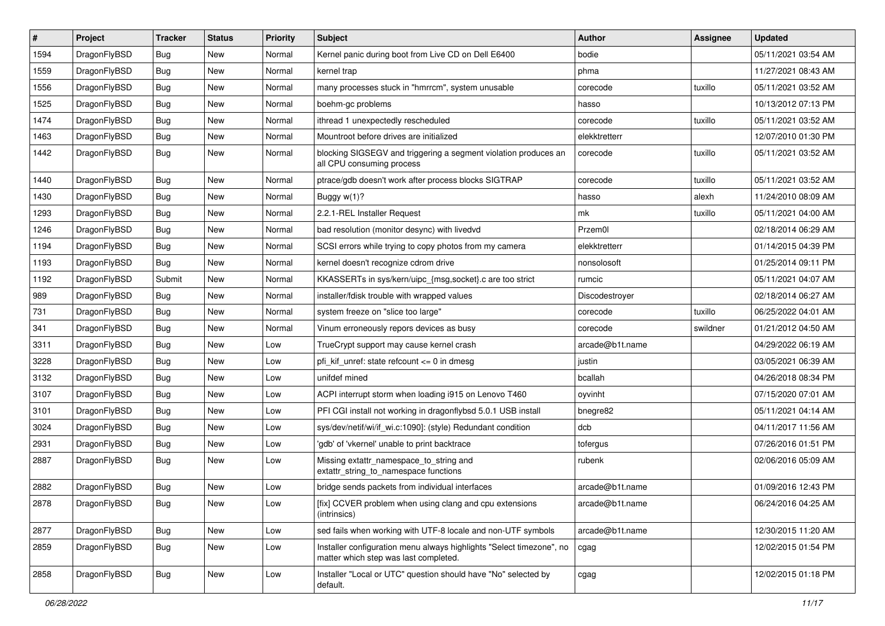| # | Project | Tracker | Status | Priority | Subject | Author | Assignee | Updated |
|---|---|---|---|---|---|---|---|---|
| 1594 | DragonFlyBSD | Bug | New | Normal | Kernel panic during boot from Live CD on Dell E6400 | bodie | | 05/11/2021 03:54 AM |
| 1559 | DragonFlyBSD | Bug | New | Normal | kernel trap | phma | | 11/27/2021 08:43 AM |
| 1556 | DragonFlyBSD | Bug | New | Normal | many processes stuck in "hmrrcm", system unusable | corecode | tuxillo | 05/11/2021 03:52 AM |
| 1525 | DragonFlyBSD | Bug | New | Normal | boehm-gc problems | hasso | | 10/13/2012 07:13 PM |
| 1474 | DragonFlyBSD | Bug | New | Normal | ithread 1 unexpectedly rescheduled | corecode | tuxillo | 05/11/2021 03:52 AM |
| 1463 | DragonFlyBSD | Bug | New | Normal | Mountroot before drives are initialized | elekktretterr | | 12/07/2010 01:30 PM |
| 1442 | DragonFlyBSD | Bug | New | Normal | blocking SIGSEGV and triggering a segment violation produces an all CPU consuming process | corecode | tuxillo | 05/11/2021 03:52 AM |
| 1440 | DragonFlyBSD | Bug | New | Normal | ptrace/gdb doesn't work after process blocks SIGTRAP | corecode | tuxillo | 05/11/2021 03:52 AM |
| 1430 | DragonFlyBSD | Bug | New | Normal | Buggy w(1)? | hasso | alexh | 11/24/2010 08:09 AM |
| 1293 | DragonFlyBSD | Bug | New | Normal | 2.2.1-REL Installer Request | mk | tuxillo | 05/11/2021 04:00 AM |
| 1246 | DragonFlyBSD | Bug | New | Normal | bad resolution (monitor desync) with livedvd | Przem0l | | 02/18/2014 06:29 AM |
| 1194 | DragonFlyBSD | Bug | New | Normal | SCSI errors while trying to copy photos from my camera | elekktretterr | | 01/14/2015 04:39 PM |
| 1193 | DragonFlyBSD | Bug | New | Normal | kernel doesn't recognize cdrom drive | nonsolosoft | | 01/25/2014 09:11 PM |
| 1192 | DragonFlyBSD | Submit | New | Normal | KKASSERTs in sys/kern/uipc_{msg,socket}.c are too strict | rumcic | | 05/11/2021 04:07 AM |
| 989 | DragonFlyBSD | Bug | New | Normal | installer/fdisk trouble with wrapped values | Discodestroyer | | 02/18/2014 06:27 AM |
| 731 | DragonFlyBSD | Bug | New | Normal | system freeze on "slice too large" | corecode | tuxillo | 06/25/2022 04:01 AM |
| 341 | DragonFlyBSD | Bug | New | Normal | Vinum erroneously repors devices as busy | corecode | swildner | 01/21/2012 04:50 AM |
| 3311 | DragonFlyBSD | Bug | New | Low | TrueCrypt support may cause kernel crash | arcade@b1t.name | | 04/29/2022 06:19 AM |
| 3228 | DragonFlyBSD | Bug | New | Low | pfi_kif_unref: state refcount <= 0 in dmesg | justin | | 03/05/2021 06:39 AM |
| 3132 | DragonFlyBSD | Bug | New | Low | unifdef mined | bcallah | | 04/26/2018 08:34 PM |
| 3107 | DragonFlyBSD | Bug | New | Low | ACPI interrupt storm when loading i915 on Lenovo T460 | oyvinht | | 07/15/2020 07:01 AM |
| 3101 | DragonFlyBSD | Bug | New | Low | PFI CGI install not working in dragonflybsd 5.0.1 USB install | bnegre82 | | 05/11/2021 04:14 AM |
| 3024 | DragonFlyBSD | Bug | New | Low | sys/dev/netif/wi/if_wi.c:1090]: (style) Redundant condition | dcb | | 04/11/2017 11:56 AM |
| 2931 | DragonFlyBSD | Bug | New | Low | 'gdb' of 'vkernel' unable to print backtrace | tofergus | | 07/26/2016 01:51 PM |
| 2887 | DragonFlyBSD | Bug | New | Low | Missing extattr_namespace_to_string and extattr_string_to_namespace functions | rubenk | | 02/06/2016 05:09 AM |
| 2882 | DragonFlyBSD | Bug | New | Low | bridge sends packets from individual interfaces | arcade@b1t.name | | 01/09/2016 12:43 PM |
| 2878 | DragonFlyBSD | Bug | New | Low | [fix] CCVER problem when using clang and cpu extensions (intrinsics) | arcade@b1t.name | | 06/24/2016 04:25 AM |
| 2877 | DragonFlyBSD | Bug | New | Low | sed fails when working with UTF-8 locale and non-UTF symbols | arcade@b1t.name | | 12/30/2015 11:20 AM |
| 2859 | DragonFlyBSD | Bug | New | Low | Installer configuration menu always highlights "Select timezone", no matter which step was last completed. | cgag | | 12/02/2015 01:54 PM |
| 2858 | DragonFlyBSD | Bug | New | Low | Installer "Local or UTC" question should have "No" selected by default. | cgag | | 12/02/2015 01:18 PM |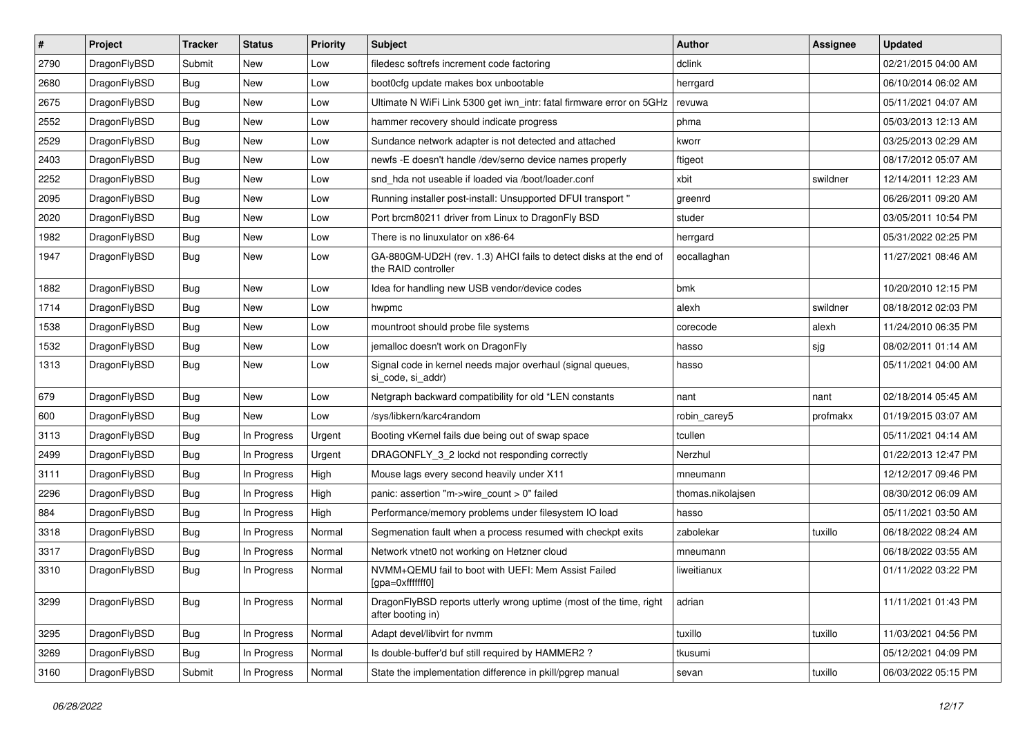| # | Project | Tracker | Status | Priority | Subject | Author | Assignee | Updated |
|---|---|---|---|---|---|---|---|---|
| 2790 | DragonFlyBSD | Submit | New | Low | filedesc softrefs increment code factoring | dclink | | 02/21/2015 04:00 AM |
| 2680 | DragonFlyBSD | Bug | New | Low | boot0cfg update makes box unbootable | herrgard | | 06/10/2014 06:02 AM |
| 2675 | DragonFlyBSD | Bug | New | Low | Ultimate N WiFi Link 5300 get iwn_intr: fatal firmware error on 5GHz | revuwa | | 05/11/2021 04:07 AM |
| 2552 | DragonFlyBSD | Bug | New | Low | hammer recovery should indicate progress | phma | | 05/03/2013 12:13 AM |
| 2529 | DragonFlyBSD | Bug | New | Low | Sundance network adapter is not detected and attached | kworr | | 03/25/2013 02:29 AM |
| 2403 | DragonFlyBSD | Bug | New | Low | newfs -E doesn't handle /dev/serno device names properly | ftigeot | | 08/17/2012 05:07 AM |
| 2252 | DragonFlyBSD | Bug | New | Low | snd_hda not useable if loaded via /boot/loader.conf | xbit | swildner | 12/14/2011 12:23 AM |
| 2095 | DragonFlyBSD | Bug | New | Low | Running installer post-install: Unsupported DFUI transport " | greenrd | | 06/26/2011 09:20 AM |
| 2020 | DragonFlyBSD | Bug | New | Low | Port brcm80211 driver from Linux to DragonFly BSD | studer | | 03/05/2011 10:54 PM |
| 1982 | DragonFlyBSD | Bug | New | Low | There is no linuxulator on x86-64 | herrgard | | 05/31/2022 02:25 PM |
| 1947 | DragonFlyBSD | Bug | New | Low | GA-880GM-UD2H (rev. 1.3) AHCI fails to detect disks at the end of the RAID controller | eocallaghan | | 11/27/2021 08:46 AM |
| 1882 | DragonFlyBSD | Bug | New | Low | Idea for handling new USB vendor/device codes | bmk | | 10/20/2010 12:15 PM |
| 1714 | DragonFlyBSD | Bug | New | Low | hwpmc | alexh | swildner | 08/18/2012 02:03 PM |
| 1538 | DragonFlyBSD | Bug | New | Low | mountroot should probe file systems | corecode | alexh | 11/24/2010 06:35 PM |
| 1532 | DragonFlyBSD | Bug | New | Low | jemalloc doesn't work on DragonFly | hasso | sjg | 08/02/2011 01:14 AM |
| 1313 | DragonFlyBSD | Bug | New | Low | Signal code in kernel needs major overhaul (signal queues, si_code, si_addr) | hasso | | 05/11/2021 04:00 AM |
| 679 | DragonFlyBSD | Bug | New | Low | Netgraph backward compatibility for old *LEN constants | nant | nant | 02/18/2014 05:45 AM |
| 600 | DragonFlyBSD | Bug | New | Low | /sys/libkern/karc4random | robin_carey5 | profmakx | 01/19/2015 03:07 AM |
| 3113 | DragonFlyBSD | Bug | In Progress | Urgent | Booting vKernel fails due being out of swap space | tcullen | | 05/11/2021 04:14 AM |
| 2499 | DragonFlyBSD | Bug | In Progress | Urgent | DRAGONFLY_3_2 lockd not responding correctly | Nerzhul | | 01/22/2013 12:47 PM |
| 3111 | DragonFlyBSD | Bug | In Progress | High | Mouse lags every second heavily under X11 | mneumann | | 12/12/2017 09:46 PM |
| 2296 | DragonFlyBSD | Bug | In Progress | High | panic: assertion "m->wire_count > 0" failed | thomas.nikolajsen | | 08/30/2012 06:09 AM |
| 884 | DragonFlyBSD | Bug | In Progress | High | Performance/memory problems under filesystem IO load | hasso | | 05/11/2021 03:50 AM |
| 3318 | DragonFlyBSD | Bug | In Progress | Normal | Segmenation fault when a process resumed with checkpt exits | zabolekar | tuxillo | 06/18/2022 08:24 AM |
| 3317 | DragonFlyBSD | Bug | In Progress | Normal | Network vtnet0 not working on Hetzner cloud | mneumann | | 06/18/2022 03:55 AM |
| 3310 | DragonFlyBSD | Bug | In Progress | Normal | NVMM+QEMU fail to boot with UEFI: Mem Assist Failed [gpa=0xfffffff0] | liweitianux | | 01/11/2022 03:22 PM |
| 3299 | DragonFlyBSD | Bug | In Progress | Normal | DragonFlyBSD reports utterly wrong uptime (most of the time, right after booting in) | adrian | | 11/11/2021 01:43 PM |
| 3295 | DragonFlyBSD | Bug | In Progress | Normal | Adapt devel/libvirt for nvmm | tuxillo | tuxillo | 11/03/2021 04:56 PM |
| 3269 | DragonFlyBSD | Bug | In Progress | Normal | Is double-buffer'd buf still required by HAMMER2 ? | tkusumi | | 05/12/2021 04:09 PM |
| 3160 | DragonFlyBSD | Submit | In Progress | Normal | State the implementation difference in pkill/pgrep manual | sevan | tuxillo | 06/03/2022 05:15 PM |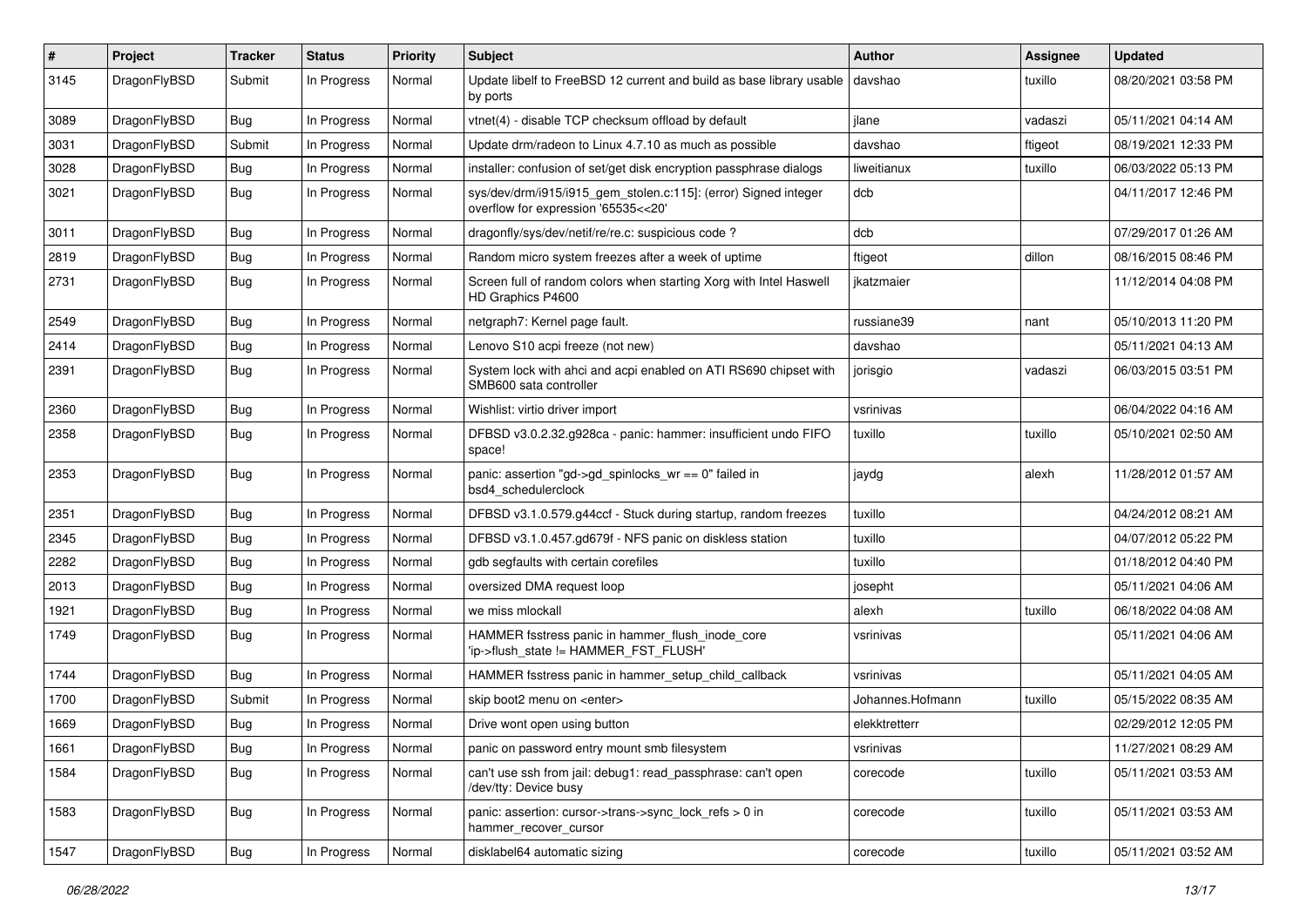| # | Project | Tracker | Status | Priority | Subject | Author | Assignee | Updated |
|---|---|---|---|---|---|---|---|---|
| 3145 | DragonFlyBSD | Submit | In Progress | Normal | Update libelf to FreeBSD 12 current and build as base library usable by ports | davshao | tuxillo | 08/20/2021 03:58 PM |
| 3089 | DragonFlyBSD | Bug | In Progress | Normal | vtnet(4) - disable TCP checksum offload by default | jlane | vadaszi | 05/11/2021 04:14 AM |
| 3031 | DragonFlyBSD | Submit | In Progress | Normal | Update drm/radeon to Linux 4.7.10 as much as possible | davshao | ftigeot | 08/19/2021 12:33 PM |
| 3028 | DragonFlyBSD | Bug | In Progress | Normal | installer: confusion of set/get disk encryption passphrase dialogs | liweitianux | tuxillo | 06/03/2022 05:13 PM |
| 3021 | DragonFlyBSD | Bug | In Progress | Normal | sys/dev/drm/i915/i915_gem_stolen.c:115]: (error) Signed integer overflow for expression '65535<<20' | dcb | | 04/11/2017 12:46 PM |
| 3011 | DragonFlyBSD | Bug | In Progress | Normal | dragonfly/sys/dev/netif/re/re.c: suspicious code ? | dcb | | 07/29/2017 01:26 AM |
| 2819 | DragonFlyBSD | Bug | In Progress | Normal | Random micro system freezes after a week of uptime | ftigeot | dillon | 08/16/2015 08:46 PM |
| 2731 | DragonFlyBSD | Bug | In Progress | Normal | Screen full of random colors when starting Xorg with Intel Haswell HD Graphics P4600 | jkatzmaier | | 11/12/2014 04:08 PM |
| 2549 | DragonFlyBSD | Bug | In Progress | Normal | netgraph7: Kernel page fault. | russiane39 | nant | 05/10/2013 11:20 PM |
| 2414 | DragonFlyBSD | Bug | In Progress | Normal | Lenovo S10 acpi freeze (not new) | davshao | | 05/11/2021 04:13 AM |
| 2391 | DragonFlyBSD | Bug | In Progress | Normal | System lock with ahci and acpi enabled on ATI RS690 chipset with SMB600 sata controller | jorisgio | vadaszi | 06/03/2015 03:51 PM |
| 2360 | DragonFlyBSD | Bug | In Progress | Normal | Wishlist: virtio driver import | vsrinivas | | 06/04/2022 04:16 AM |
| 2358 | DragonFlyBSD | Bug | In Progress | Normal | DFBSD v3.0.2.32.g928ca - panic: hammer: insufficient undo FIFO space! | tuxillo | tuxillo | 05/10/2021 02:50 AM |
| 2353 | DragonFlyBSD | Bug | In Progress | Normal | panic: assertion "gd->gd_spinlocks_wr == 0" failed in bsd4_schedulerclock | jaydg | alexh | 11/28/2012 01:57 AM |
| 2351 | DragonFlyBSD | Bug | In Progress | Normal | DFBSD v3.1.0.579.g44ccf - Stuck during startup, random freezes | tuxillo | | 04/24/2012 08:21 AM |
| 2345 | DragonFlyBSD | Bug | In Progress | Normal | DFBSD v3.1.0.457.gd679f - NFS panic on diskless station | tuxillo | | 04/07/2012 05:22 PM |
| 2282 | DragonFlyBSD | Bug | In Progress | Normal | gdb segfaults with certain corefiles | tuxillo | | 01/18/2012 04:40 PM |
| 2013 | DragonFlyBSD | Bug | In Progress | Normal | oversized DMA request loop | josepht | | 05/11/2021 04:06 AM |
| 1921 | DragonFlyBSD | Bug | In Progress | Normal | we miss mlockall | alexh | tuxillo | 06/18/2022 04:08 AM |
| 1749 | DragonFlyBSD | Bug | In Progress | Normal | HAMMER fsstress panic in hammer_flush_inode_core 'ip->flush_state != HAMMER_FST_FLUSH' | vsrinivas | | 05/11/2021 04:06 AM |
| 1744 | DragonFlyBSD | Bug | In Progress | Normal | HAMMER fsstress panic in hammer_setup_child_callback | vsrinivas | | 05/11/2021 04:05 AM |
| 1700 | DragonFlyBSD | Submit | In Progress | Normal | skip boot2 menu on <enter> | Johannes.Hofmann | tuxillo | 05/15/2022 08:35 AM |
| 1669 | DragonFlyBSD | Bug | In Progress | Normal | Drive wont open using button | elekktretterr | | 02/29/2012 12:05 PM |
| 1661 | DragonFlyBSD | Bug | In Progress | Normal | panic on password entry mount smb filesystem | vsrinivas | | 11/27/2021 08:29 AM |
| 1584 | DragonFlyBSD | Bug | In Progress | Normal | can't use ssh from jail: debug1: read_passphrase: can't open /dev/tty: Device busy | corecode | tuxillo | 05/11/2021 03:53 AM |
| 1583 | DragonFlyBSD | Bug | In Progress | Normal | panic: assertion: cursor->trans->sync_lock_refs > 0 in hammer_recover_cursor | corecode | tuxillo | 05/11/2021 03:53 AM |
| 1547 | DragonFlyBSD | Bug | In Progress | Normal | disklabel64 automatic sizing | corecode | tuxillo | 05/11/2021 03:52 AM |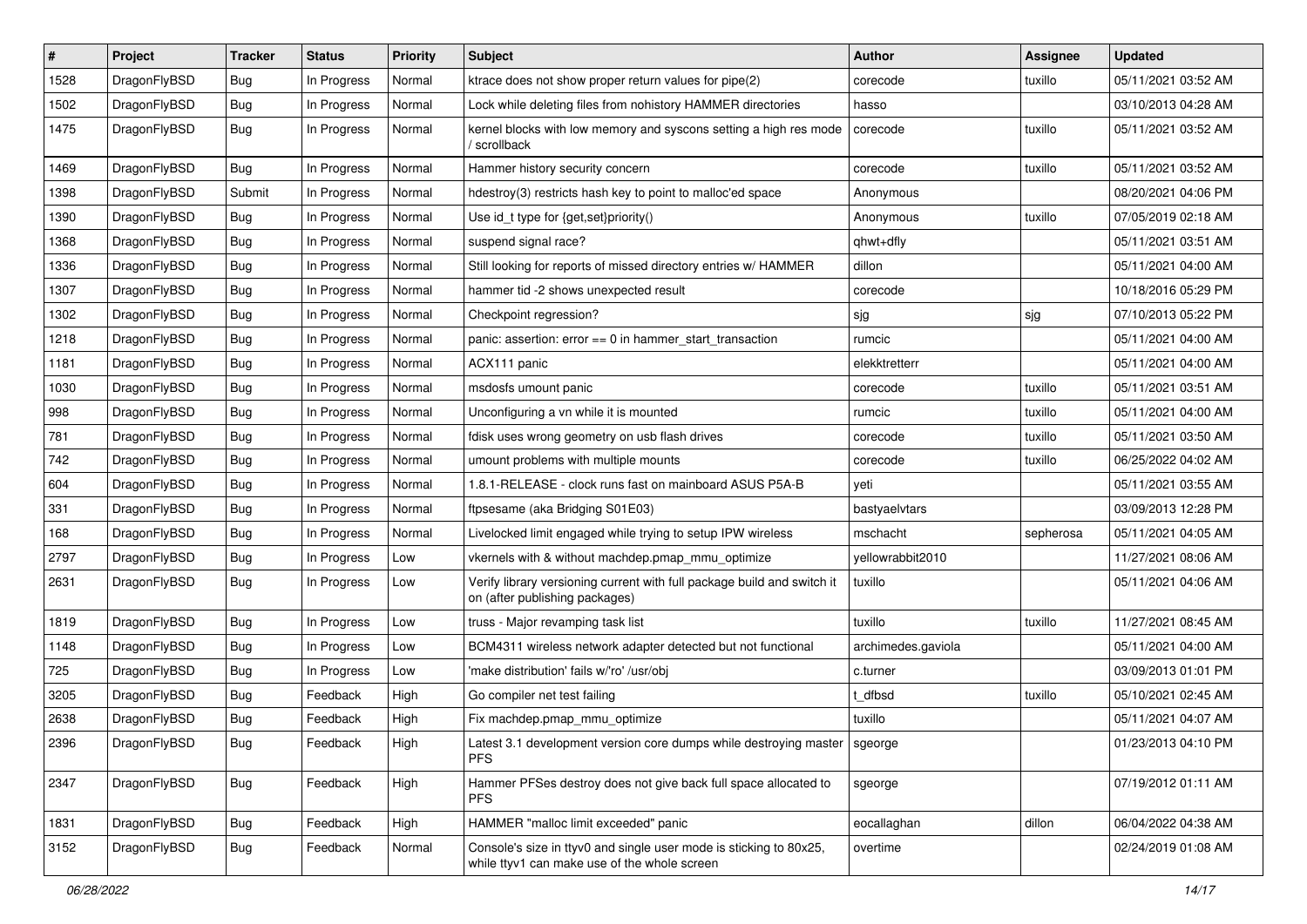| # | Project | Tracker | Status | Priority | Subject | Author | Assignee | Updated |
|---|---|---|---|---|---|---|---|---|
| 1528 | DragonFlyBSD | Bug | In Progress | Normal | ktrace does not show proper return values for pipe(2) | corecode | tuxillo | 05/11/2021 03:52 AM |
| 1502 | DragonFlyBSD | Bug | In Progress | Normal | Lock while deleting files from nohistory HAMMER directories | hasso | | 03/10/2013 04:28 AM |
| 1475 | DragonFlyBSD | Bug | In Progress | Normal | kernel blocks with low memory and syscons setting a high res mode / scrollback | corecode | tuxillo | 05/11/2021 03:52 AM |
| 1469 | DragonFlyBSD | Bug | In Progress | Normal | Hammer history security concern | corecode | tuxillo | 05/11/2021 03:52 AM |
| 1398 | DragonFlyBSD | Submit | In Progress | Normal | hdestroy(3) restricts hash key to point to malloc'ed space | Anonymous | | 08/20/2021 04:06 PM |
| 1390 | DragonFlyBSD | Bug | In Progress | Normal | Use id_t type for {get,set}priority() | Anonymous | tuxillo | 07/05/2019 02:18 AM |
| 1368 | DragonFlyBSD | Bug | In Progress | Normal | suspend signal race? | qhwt+dfly | | 05/11/2021 03:51 AM |
| 1336 | DragonFlyBSD | Bug | In Progress | Normal | Still looking for reports of missed directory entries w/ HAMMER | dillon | | 05/11/2021 04:00 AM |
| 1307 | DragonFlyBSD | Bug | In Progress | Normal | hammer tid -2 shows unexpected result | corecode | | 10/18/2016 05:29 PM |
| 1302 | DragonFlyBSD | Bug | In Progress | Normal | Checkpoint regression? | sjg | sjg | 07/10/2013 05:22 PM |
| 1218 | DragonFlyBSD | Bug | In Progress | Normal | panic: assertion: error == 0 in hammer_start_transaction | rumcic | | 05/11/2021 04:00 AM |
| 1181 | DragonFlyBSD | Bug | In Progress | Normal | ACX111 panic | elekktretterr | | 05/11/2021 04:00 AM |
| 1030 | DragonFlyBSD | Bug | In Progress | Normal | msdosfs umount panic | corecode | tuxillo | 05/11/2021 03:51 AM |
| 998 | DragonFlyBSD | Bug | In Progress | Normal | Unconfiguring a vn while it is mounted | rumcic | tuxillo | 05/11/2021 04:00 AM |
| 781 | DragonFlyBSD | Bug | In Progress | Normal | fdisk uses wrong geometry on usb flash drives | corecode | tuxillo | 05/11/2021 03:50 AM |
| 742 | DragonFlyBSD | Bug | In Progress | Normal | umount problems with multiple mounts | corecode | tuxillo | 06/25/2022 04:02 AM |
| 604 | DragonFlyBSD | Bug | In Progress | Normal | 1.8.1-RELEASE - clock runs fast on mainboard ASUS P5A-B | yeti | | 05/11/2021 03:55 AM |
| 331 | DragonFlyBSD | Bug | In Progress | Normal | ftpsesame (aka Bridging S01E03) | bastyaelvtars | | 03/09/2013 12:28 PM |
| 168 | DragonFlyBSD | Bug | In Progress | Normal | Livelocked limit engaged while trying to setup IPW wireless | mschacht | sepherosa | 05/11/2021 04:05 AM |
| 2797 | DragonFlyBSD | Bug | In Progress | Low | vkernels with & without machdep.pmap_mmu_optimize | yellowrabbit2010 | | 11/27/2021 08:06 AM |
| 2631 | DragonFlyBSD | Bug | In Progress | Low | Verify library versioning current with full package build and switch it on (after publishing packages) | tuxillo | | 05/11/2021 04:06 AM |
| 1819 | DragonFlyBSD | Bug | In Progress | Low | truss - Major revamping task list | tuxillo | tuxillo | 11/27/2021 08:45 AM |
| 1148 | DragonFlyBSD | Bug | In Progress | Low | BCM4311 wireless network adapter detected but not functional | archimedes.gaviola | | 05/11/2021 04:00 AM |
| 725 | DragonFlyBSD | Bug | In Progress | Low | 'make distribution' fails w/'ro' /usr/obj | c.turner | | 03/09/2013 01:01 PM |
| 3205 | DragonFlyBSD | Bug | Feedback | High | Go compiler net test failing | t_dfbsd | tuxillo | 05/10/2021 02:45 AM |
| 2638 | DragonFlyBSD | Bug | Feedback | High | Fix machdep.pmap_mmu_optimize | tuxillo | | 05/11/2021 04:07 AM |
| 2396 | DragonFlyBSD | Bug | Feedback | High | Latest 3.1 development version core dumps while destroying master PFS | sgeorge | | 01/23/2013 04:10 PM |
| 2347 | DragonFlyBSD | Bug | Feedback | High | Hammer PFSes destroy does not give back full space allocated to PFS | sgeorge | | 07/19/2012 01:11 AM |
| 1831 | DragonFlyBSD | Bug | Feedback | High | HAMMER "malloc limit exceeded" panic | eocallaghan | dillon | 06/04/2022 04:38 AM |
| 3152 | DragonFlyBSD | Bug | Feedback | Normal | Console's size in ttyv0 and single user mode is sticking to 80x25, while ttyv1 can make use of the whole screen | overtime | | 02/24/2019 01:08 AM |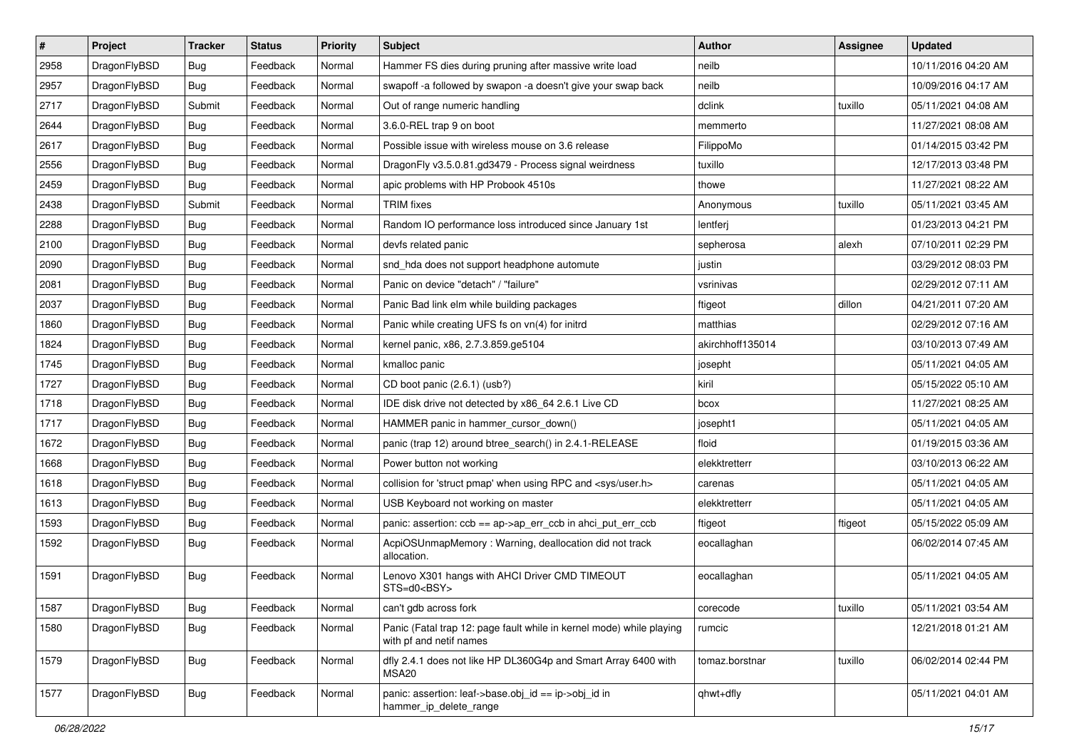| # | Project | Tracker | Status | Priority | Subject | Author | Assignee | Updated |
|---|---|---|---|---|---|---|---|---|
| 2958 | DragonFlyBSD | Bug | Feedback | Normal | Hammer FS dies during pruning after massive write load | neilb | | 10/11/2016 04:20 AM |
| 2957 | DragonFlyBSD | Bug | Feedback | Normal | swapoff -a followed by swapon -a doesn't give your swap back | neilb | | 10/09/2016 04:17 AM |
| 2717 | DragonFlyBSD | Submit | Feedback | Normal | Out of range numeric handling | dclink | tuxillo | 05/11/2021 04:08 AM |
| 2644 | DragonFlyBSD | Bug | Feedback | Normal | 3.6.0-REL trap 9 on boot | memmerto | | 11/27/2021 08:08 AM |
| 2617 | DragonFlyBSD | Bug | Feedback | Normal | Possible issue with wireless mouse on 3.6 release | FilippoMo | | 01/14/2015 03:42 PM |
| 2556 | DragonFlyBSD | Bug | Feedback | Normal | DragonFly v3.5.0.81.gd3479 - Process signal weirdness | tuxillo | | 12/17/2013 03:48 PM |
| 2459 | DragonFlyBSD | Bug | Feedback | Normal | apic problems with HP Probook 4510s | thowe | | 11/27/2021 08:22 AM |
| 2438 | DragonFlyBSD | Submit | Feedback | Normal | TRIM fixes | Anonymous | tuxillo | 05/11/2021 03:45 AM |
| 2288 | DragonFlyBSD | Bug | Feedback | Normal | Random IO performance loss introduced since January 1st | lentferj | | 01/23/2013 04:21 PM |
| 2100 | DragonFlyBSD | Bug | Feedback | Normal | devfs related panic | sepherosa | alexh | 07/10/2011 02:29 PM |
| 2090 | DragonFlyBSD | Bug | Feedback | Normal | snd_hda does not support headphone automute | justin | | 03/29/2012 08:03 PM |
| 2081 | DragonFlyBSD | Bug | Feedback | Normal | Panic on device "detach" / "failure" | vsrinivas | | 02/29/2012 07:11 AM |
| 2037 | DragonFlyBSD | Bug | Feedback | Normal | Panic Bad link elm while building packages | ftigeot | dillon | 04/21/2011 07:20 AM |
| 1860 | DragonFlyBSD | Bug | Feedback | Normal | Panic while creating UFS fs on vn(4) for initrd | matthias | | 02/29/2012 07:16 AM |
| 1824 | DragonFlyBSD | Bug | Feedback | Normal | kernel panic, x86, 2.7.3.859.ge5104 | akirchhoff135014 | | 03/10/2013 07:49 AM |
| 1745 | DragonFlyBSD | Bug | Feedback | Normal | kmalloc panic | josepht | | 05/11/2021 04:05 AM |
| 1727 | DragonFlyBSD | Bug | Feedback | Normal | CD boot panic (2.6.1) (usb?) | kiril | | 05/15/2022 05:10 AM |
| 1718 | DragonFlyBSD | Bug | Feedback | Normal | IDE disk drive not detected by x86_64 2.6.1 Live CD | bcox | | 11/27/2021 08:25 AM |
| 1717 | DragonFlyBSD | Bug | Feedback | Normal | HAMMER panic in hammer_cursor_down() | josepht1 | | 05/11/2021 04:05 AM |
| 1672 | DragonFlyBSD | Bug | Feedback | Normal | panic (trap 12) around btree_search() in 2.4.1-RELEASE | floid | | 01/19/2015 03:36 AM |
| 1668 | DragonFlyBSD | Bug | Feedback | Normal | Power button not working | elekktretterr | | 03/10/2013 06:22 AM |
| 1618 | DragonFlyBSD | Bug | Feedback | Normal | collision for 'struct pmap' when using RPC and <sys/user.h> | carenas | | 05/11/2021 04:05 AM |
| 1613 | DragonFlyBSD | Bug | Feedback | Normal | USB Keyboard not working on master | elekktretterr | | 05/11/2021 04:05 AM |
| 1593 | DragonFlyBSD | Bug | Feedback | Normal | panic: assertion: ccb == ap->ap_err_ccb in ahci_put_err_ccb | ftigeot | ftigeot | 05/15/2022 05:09 AM |
| 1592 | DragonFlyBSD | Bug | Feedback | Normal | AcpiOSUnmapMemory : Warning, deallocation did not track allocation. | eocallaghan | | 06/02/2014 07:45 AM |
| 1591 | DragonFlyBSD | Bug | Feedback | Normal | Lenovo X301 hangs with AHCI Driver CMD TIMEOUT STS=d0<BSY> | eocallaghan | | 05/11/2021 04:05 AM |
| 1587 | DragonFlyBSD | Bug | Feedback | Normal | can't gdb across fork | corecode | tuxillo | 05/11/2021 03:54 AM |
| 1580 | DragonFlyBSD | Bug | Feedback | Normal | Panic (Fatal trap 12: page fault while in kernel mode) while playing with pf and netif names | rumcic | | 12/21/2018 01:21 AM |
| 1579 | DragonFlyBSD | Bug | Feedback | Normal | dfly 2.4.1 does not like HP DL360G4p and Smart Array 6400 with MSA20 | tomaz.borstnar | tuxillo | 06/02/2014 02:44 PM |
| 1577 | DragonFlyBSD | Bug | Feedback | Normal | panic: assertion: leaf->base.obj_id == ip->obj_id in hammer_ip_delete_range | qhwt+dfly | | 05/11/2021 04:01 AM |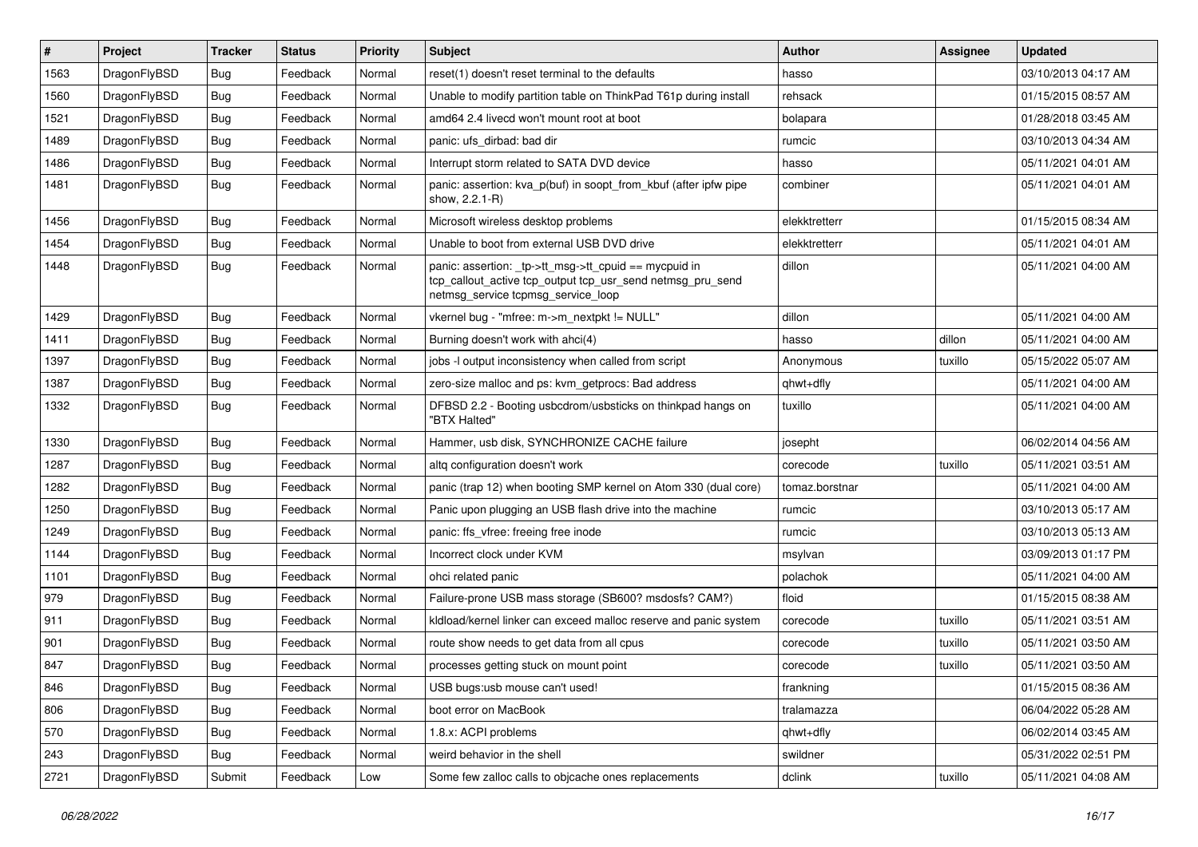| # | Project | Tracker | Status | Priority | Subject | Author | Assignee | Updated |
|---|---|---|---|---|---|---|---|---|
| 1563 | DragonFlyBSD | Bug | Feedback | Normal | reset(1) doesn't reset terminal to the defaults | hasso | | 03/10/2013 04:17 AM |
| 1560 | DragonFlyBSD | Bug | Feedback | Normal | Unable to modify partition table on ThinkPad T61p during install | rehsack | | 01/15/2015 08:57 AM |
| 1521 | DragonFlyBSD | Bug | Feedback | Normal | amd64 2.4 livecd won't mount root at boot | bolapara | | 01/28/2018 03:45 AM |
| 1489 | DragonFlyBSD | Bug | Feedback | Normal | panic: ufs_dirbad: bad dir | rumcic | | 03/10/2013 04:34 AM |
| 1486 | DragonFlyBSD | Bug | Feedback | Normal | Interrupt storm related to SATA DVD device | hasso | | 05/11/2021 04:01 AM |
| 1481 | DragonFlyBSD | Bug | Feedback | Normal | panic: assertion: kva_p(buf) in soopt_from_kbuf (after ipfw pipe show, 2.2.1-R) | combiner | | 05/11/2021 04:01 AM |
| 1456 | DragonFlyBSD | Bug | Feedback | Normal | Microsoft wireless desktop problems | elekktretterr | | 01/15/2015 08:34 AM |
| 1454 | DragonFlyBSD | Bug | Feedback | Normal | Unable to boot from external USB DVD drive | elekktretterr | | 05/11/2021 04:01 AM |
| 1448 | DragonFlyBSD | Bug | Feedback | Normal | panic: assertion: _tp->tt_msg->tt_cpuid == mycpuid in tcp_callout_active tcp_output tcp_usr_send netmsg_pru_send netmsg_service tcpmsg_service_loop | dillon | | 05/11/2021 04:00 AM |
| 1429 | DragonFlyBSD | Bug | Feedback | Normal | vkernel bug - "mfree: m->m_nextpkt != NULL" | dillon | | 05/11/2021 04:00 AM |
| 1411 | DragonFlyBSD | Bug | Feedback | Normal | Burning doesn't work with ahci(4) | hasso | dillon | 05/11/2021 04:00 AM |
| 1397 | DragonFlyBSD | Bug | Feedback | Normal | jobs -l output inconsistency when called from script | Anonymous | tuxillo | 05/15/2022 05:07 AM |
| 1387 | DragonFlyBSD | Bug | Feedback | Normal | zero-size malloc and ps: kvm_getprocs: Bad address | qhwt+dfly | | 05/11/2021 04:00 AM |
| 1332 | DragonFlyBSD | Bug | Feedback | Normal | DFBSD 2.2 - Booting usbcdrom/usbsticks on thinkpad hangs on "BTX Halted" | tuxillo | | 05/11/2021 04:00 AM |
| 1330 | DragonFlyBSD | Bug | Feedback | Normal | Hammer, usb disk, SYNCHRONIZE CACHE failure | josepht | | 06/02/2014 04:56 AM |
| 1287 | DragonFlyBSD | Bug | Feedback | Normal | altq configuration doesn't work | corecode | tuxillo | 05/11/2021 03:51 AM |
| 1282 | DragonFlyBSD | Bug | Feedback | Normal | panic (trap 12) when booting SMP kernel on Atom 330 (dual core) | tomaz.borstnar | | 05/11/2021 04:00 AM |
| 1250 | DragonFlyBSD | Bug | Feedback | Normal | Panic upon plugging an USB flash drive into the machine | rumcic | | 03/10/2013 05:17 AM |
| 1249 | DragonFlyBSD | Bug | Feedback | Normal | panic: ffs_vfree: freeing free inode | rumcic | | 03/10/2013 05:13 AM |
| 1144 | DragonFlyBSD | Bug | Feedback | Normal | Incorrect clock under KVM | msylvan | | 03/09/2013 01:17 PM |
| 1101 | DragonFlyBSD | Bug | Feedback | Normal | ohci related panic | polachok | | 05/11/2021 04:00 AM |
| 979 | DragonFlyBSD | Bug | Feedback | Normal | Failure-prone USB mass storage (SB600? msdosfs? CAM?) | floid | | 01/15/2015 08:38 AM |
| 911 | DragonFlyBSD | Bug | Feedback | Normal | kldload/kernel linker can exceed malloc reserve and panic system | corecode | tuxillo | 05/11/2021 03:51 AM |
| 901 | DragonFlyBSD | Bug | Feedback | Normal | route show needs to get data from all cpus | corecode | tuxillo | 05/11/2021 03:50 AM |
| 847 | DragonFlyBSD | Bug | Feedback | Normal | processes getting stuck on mount point | corecode | tuxillo | 05/11/2021 03:50 AM |
| 846 | DragonFlyBSD | Bug | Feedback | Normal | USB bugs:usb mouse can't used! | frankning | | 01/15/2015 08:36 AM |
| 806 | DragonFlyBSD | Bug | Feedback | Normal | boot error on MacBook | tralamazza | | 06/04/2022 05:28 AM |
| 570 | DragonFlyBSD | Bug | Feedback | Normal | 1.8.x: ACPI problems | qhwt+dfly | | 06/02/2014 03:45 AM |
| 243 | DragonFlyBSD | Bug | Feedback | Normal | weird behavior in the shell | swildner | | 05/31/2022 02:51 PM |
| 2721 | DragonFlyBSD | Submit | Feedback | Low | Some few zalloc calls to objcache ones replacements | dclink | tuxillo | 05/11/2021 04:08 AM |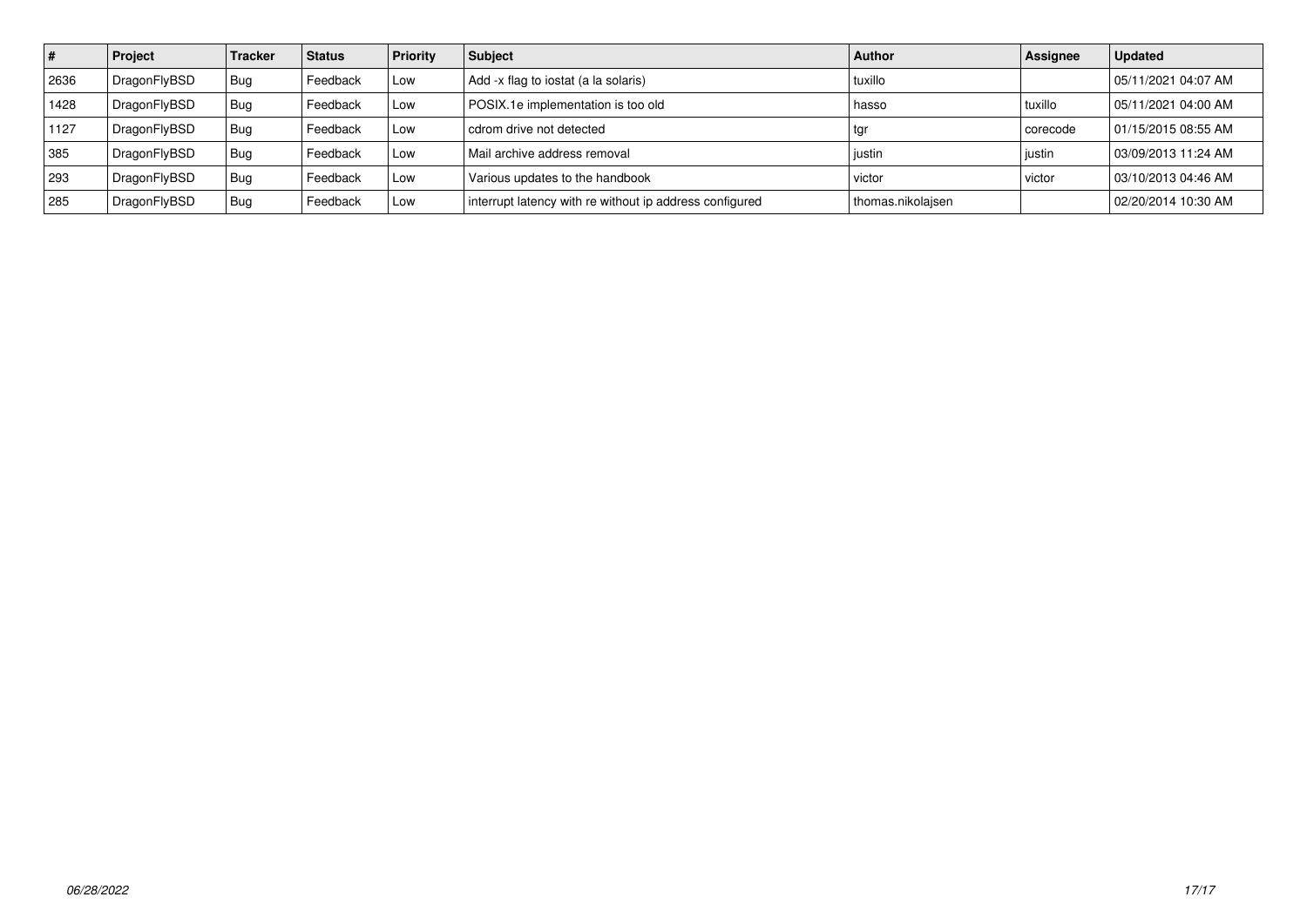| # | Project | Tracker | Status | Priority | Subject | Author | Assignee | Updated |
|---|---|---|---|---|---|---|---|---|
| 2636 | DragonFlyBSD | Bug | Feedback | Low | Add -x flag to iostat (a la solaris) | tuxillo | | 05/11/2021 04:07 AM |
| 1428 | DragonFlyBSD | Bug | Feedback | Low | POSIX.1e implementation is too old | hasso | tuxillo | 05/11/2021 04:00 AM |
| 1127 | DragonFlyBSD | Bug | Feedback | Low | cdrom drive not detected | tgr | corecode | 01/15/2015 08:55 AM |
| 385 | DragonFlyBSD | Bug | Feedback | Low | Mail archive address removal | justin | justin | 03/09/2013 11:24 AM |
| 293 | DragonFlyBSD | Bug | Feedback | Low | Various updates to the handbook | victor | victor | 03/10/2013 04:46 AM |
| 285 | DragonFlyBSD | Bug | Feedback | Low | interrupt latency with re without ip address configured | thomas.nikolajsen | | 02/20/2014 10:30 AM |